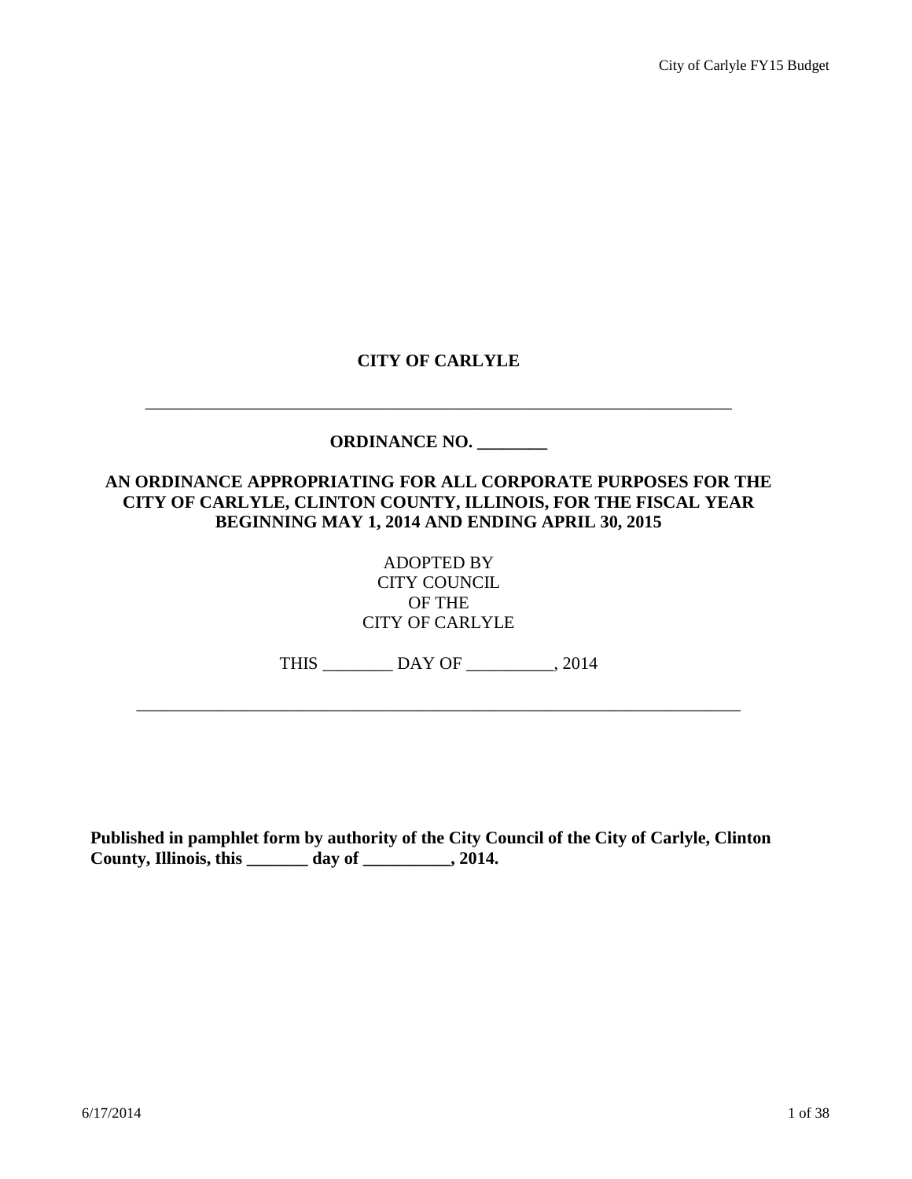# CITY OF CARLYLE

---

## ORDINANCE NO. ________

## AN ORDINANCE APPROPRIATING FOR ALL CORPORATE PURPOSES FOR THE CITY OF CARLYLE, CLINTON COUNTY, ILLINOIS, FOR THE FISCAL YEAR BEGINNING MAY 1, 2014 AND ENDING APRIL 30, 2015

ADOPTED BY
CITY COUNCIL
OF THE
CITY OF CARLYLE

THIS ________ DAY OF __________, 2014

---

**Published in pamphlet form by authority of the City Council of the City of Carlyle, Clinton County, Illinois, this _______ day of __________, 2014.**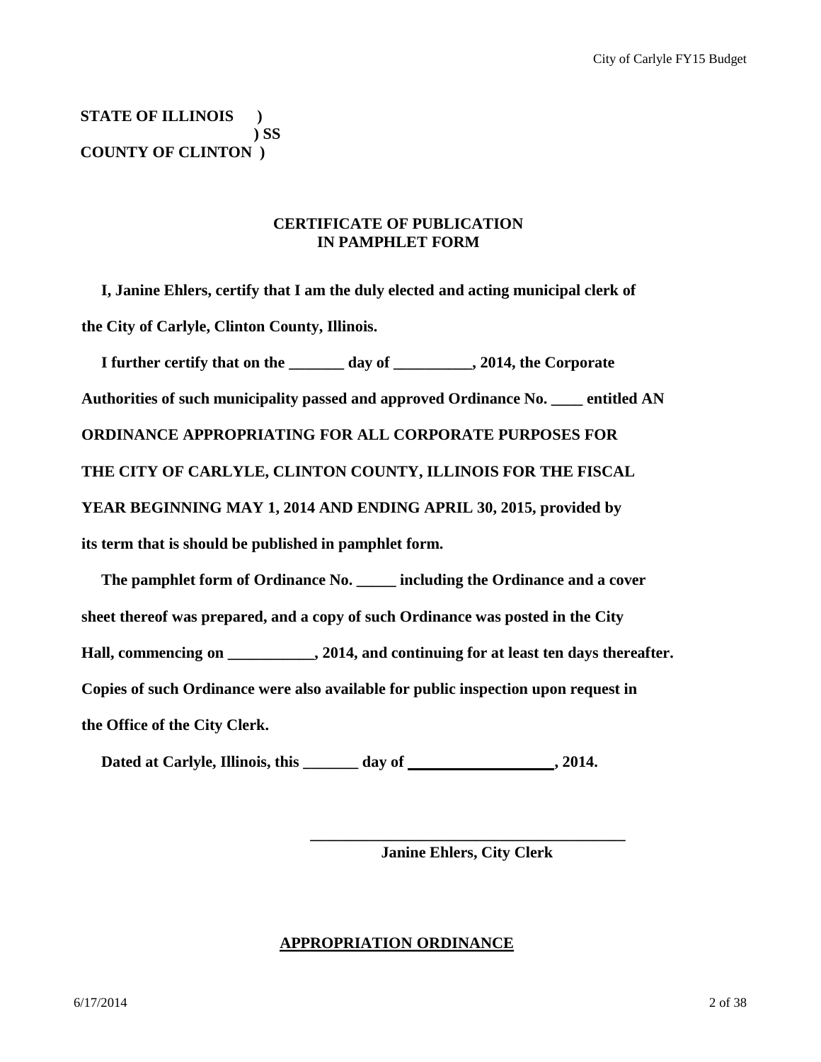**STATE OF ILLINOIS )**
**) SS**
**COUNTY OF CLINTON )**

**CERTIFICATE OF PUBLICATION**
**IN PAMPHLET FORM**

**I, Janine Ehlers, certify that I am the duly elected and acting municipal clerk of the City of Carlyle, Clinton County, Illinois.**

**I further certify that on the _______ day of __________, 2014, the Corporate Authorities of such municipality passed and approved Ordinance No. ____ entitled AN ORDINANCE APPROPRIATING FOR ALL CORPORATE PURPOSES FOR THE CITY OF CARLYLE, CLINTON COUNTY, ILLINOIS FOR THE FISCAL YEAR BEGINNING MAY 1, 2014 AND ENDING APRIL 30, 2015, provided by its term that is should be published in pamphlet form.**

**The pamphlet form of Ordinance No. _____ including the Ordinance and a cover sheet thereof was prepared, and a copy of such Ordinance was posted in the City Hall, commencing on ___________, 2014, and continuing for at least ten days thereafter. Copies of such Ordinance were also available for public inspection upon request in the Office of the City Clerk.**

**Dated at Carlyle, Illinois, this _______ day of ___________________, 2014.**

**________________________________________**
**Janine Ehlers, City Clerk**

**APPROPRIATION ORDINANCE**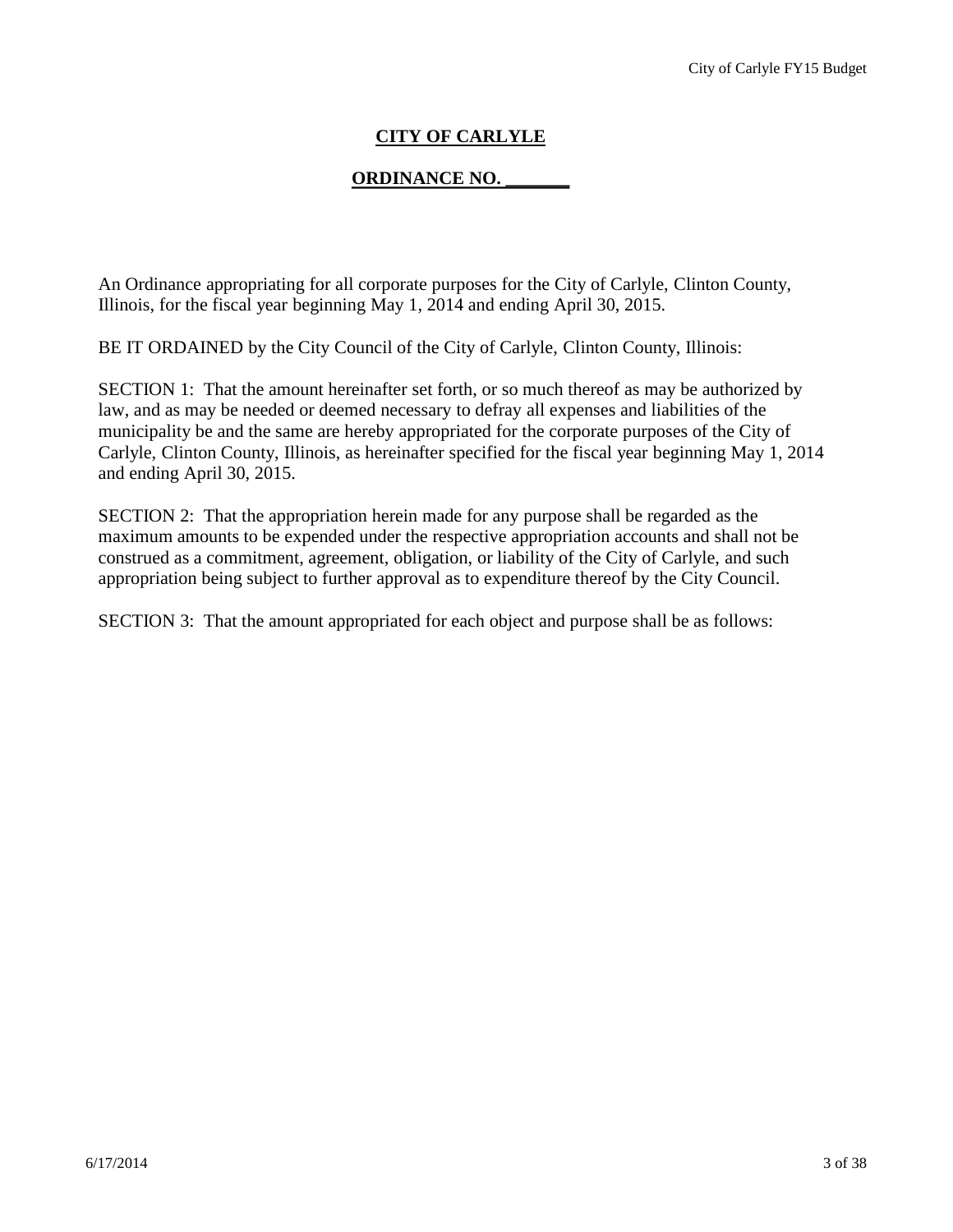# CITY OF CARLYLE

## ORDINANCE NO. _______

An Ordinance appropriating for all corporate purposes for the City of Carlyle, Clinton County, Illinois, for the fiscal year beginning May 1, 2014 and ending April 30, 2015.

BE IT ORDAINED by the City Council of the City of Carlyle, Clinton County, Illinois:

SECTION 1: That the amount hereinafter set forth, or so much thereof as may be authorized by law, and as may be needed or deemed necessary to defray all expenses and liabilities of the municipality be and the same are hereby appropriated for the corporate purposes of the City of Carlyle, Clinton County, Illinois, as hereinafter specified for the fiscal year beginning May 1, 2014 and ending April 30, 2015.

SECTION 2: That the appropriation herein made for any purpose shall be regarded as the maximum amounts to be expended under the respective appropriation accounts and shall not be construed as a commitment, agreement, obligation, or liability of the City of Carlyle, and such appropriation being subject to further approval as to expenditure thereof by the City Council.

SECTION 3: That the amount appropriated for each object and purpose shall be as follows: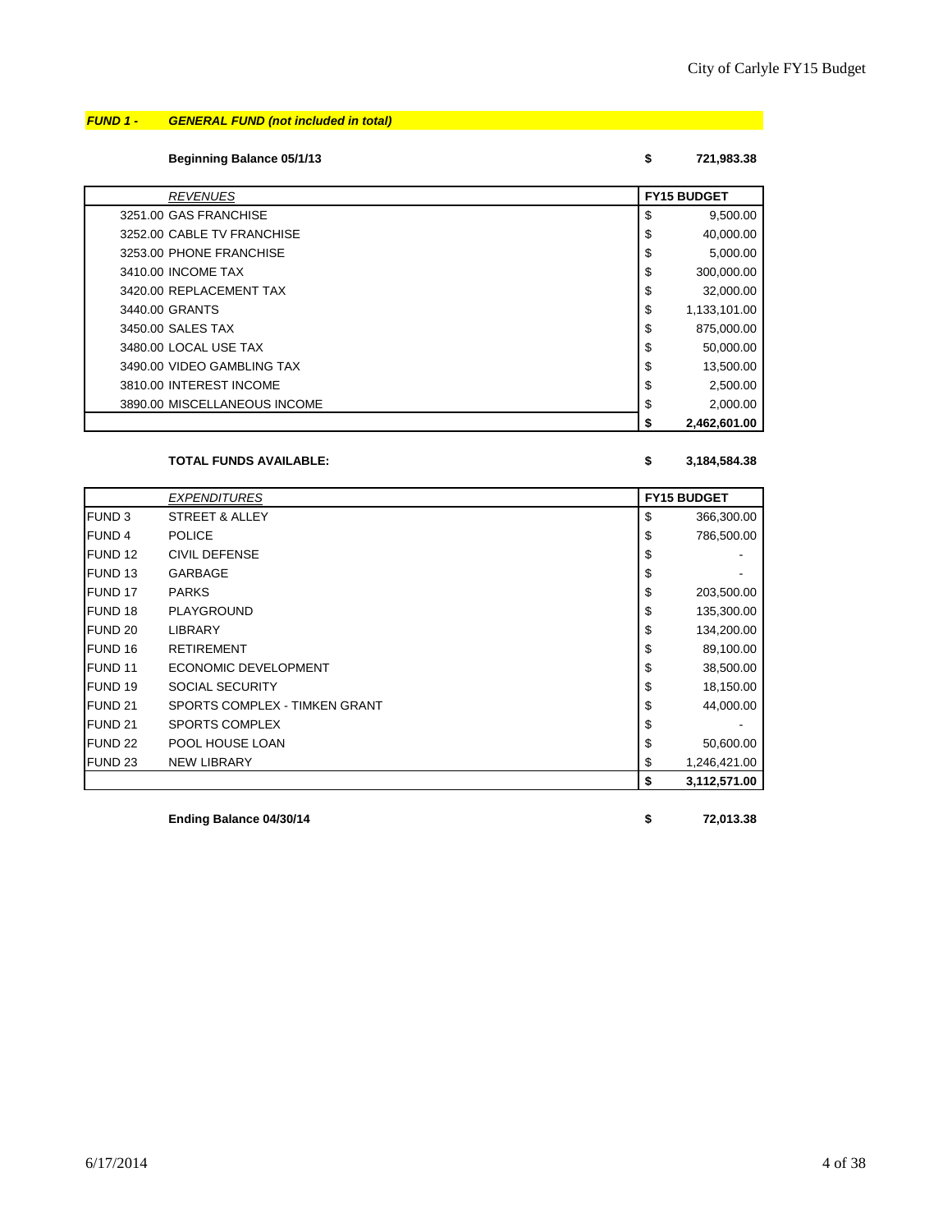***FUND 1 - GENERAL FUND (not included in total)***

**Beginning Balance 05/1/13** **$ 721,983.38**

| *REVENUES* | **FY15 BUDGET** |
|---|---|
| 3251.00 GAS FRANCHISE | $ 9,500.00 |
| 3252.00 CABLE TV FRANCHISE | $ 40,000.00 |
| 3253.00 PHONE FRANCHISE | $ 5,000.00 |
| 3410.00 INCOME TAX | $ 300,000.00 |
| 3420.00 REPLACEMENT TAX | $ 32,000.00 |
| 3440.00 GRANTS | $ 1,133,101.00 |
| 3450.00 SALES TAX | $ 875,000.00 |
| 3480.00 LOCAL USE TAX | $ 50,000.00 |
| 3490.00 VIDEO GAMBLING TAX | $ 13,500.00 |
| 3810.00 INTEREST INCOME | $ 2,500.00 |
| 3890.00 MISCELLANEOUS INCOME | $ 2,000.00 |
| | **$ 2,462,601.00** |

**TOTAL FUNDS AVAILABLE:** **$ 3,184,584.38**

| | *EXPENDITURES* | **FY15 BUDGET** |
|---|---|---|
| FUND 3 | STREET & ALLEY | $ 366,300.00 |
| FUND 4 | POLICE | $ 786,500.00 |
| FUND 12 | CIVIL DEFENSE | $ - |
| FUND 13 | GARBAGE | $ - |
| FUND 17 | PARKS | $ 203,500.00 |
| FUND 18 | PLAYGROUND | $ 135,300.00 |
| FUND 20 | LIBRARY | $ 134,200.00 |
| FUND 16 | RETIREMENT | $ 89,100.00 |
| FUND 11 | ECONOMIC DEVELOPMENT | $ 38,500.00 |
| FUND 19 | SOCIAL SECURITY | $ 18,150.00 |
| FUND 21 | SPORTS COMPLEX - TIMKEN GRANT | $ 44,000.00 |
| FUND 21 | SPORTS COMPLEX | $ - |
| FUND 22 | POOL HOUSE LOAN | $ 50,600.00 |
| FUND 23 | NEW LIBRARY | $ 1,246,421.00 |
| | | **$ 3,112,571.00** |

**Ending Balance 04/30/14** **$ 72,013.38**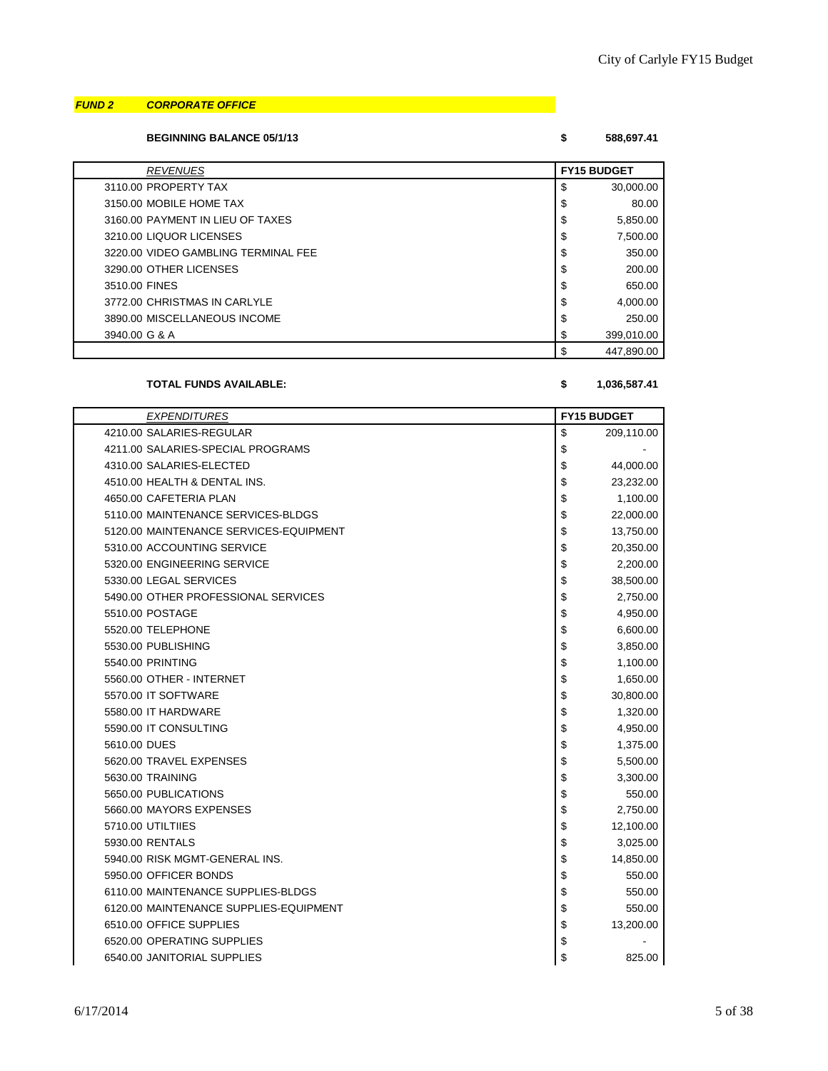***FUND 2 CORPORATE OFFICE***

**BEGINNING BALANCE 05/1/13** **$ 588,697.41**

| *REVENUES* | FY15 BUDGET |
|---|---|
| 3110.00 PROPERTY TAX | $ 30,000.00 |
| 3150.00 MOBILE HOME TAX | $ 80.00 |
| 3160.00 PAYMENT IN LIEU OF TAXES | $ 5,850.00 |
| 3210.00 LIQUOR LICENSES | $ 7,500.00 |
| 3220.00 VIDEO GAMBLING TERMINAL FEE | $ 350.00 |
| 3290.00 OTHER LICENSES | $ 200.00 |
| 3510.00 FINES | $ 650.00 |
| 3772.00 CHRISTMAS IN CARLYLE | $ 4,000.00 |
| 3890.00 MISCELLANEOUS INCOME | $ 250.00 |
| 3940.00 G & A | $ 399,010.00 |
| | $ 447,890.00 |

**TOTAL FUNDS AVAILABLE:** **$ 1,036,587.41**

| *EXPENDITURES* | FY15 BUDGET |
|---|---|
| 4210.00 SALARIES-REGULAR | $ 209,110.00 |
| 4211.00 SALARIES-SPECIAL PROGRAMS | $ - |
| 4310.00 SALARIES-ELECTED | $ 44,000.00 |
| 4510.00 HEALTH & DENTAL INS. | $ 23,232.00 |
| 4650.00 CAFETERIA PLAN | $ 1,100.00 |
| 5110.00 MAINTENANCE SERVICES-BLDGS | $ 22,000.00 |
| 5120.00 MAINTENANCE SERVICES-EQUIPMENT | $ 13,750.00 |
| 5310.00 ACCOUNTING SERVICE | $ 20,350.00 |
| 5320.00 ENGINEERING SERVICE | $ 2,200.00 |
| 5330.00 LEGAL SERVICES | $ 38,500.00 |
| 5490.00 OTHER PROFESSIONAL SERVICES | $ 2,750.00 |
| 5510.00 POSTAGE | $ 4,950.00 |
| 5520.00 TELEPHONE | $ 6,600.00 |
| 5530.00 PUBLISHING | $ 3,850.00 |
| 5540.00 PRINTING | $ 1,100.00 |
| 5560.00 OTHER - INTERNET | $ 1,650.00 |
| 5570.00 IT SOFTWARE | $ 30,800.00 |
| 5580.00 IT HARDWARE | $ 1,320.00 |
| 5590.00 IT CONSULTING | $ 4,950.00 |
| 5610.00 DUES | $ 1,375.00 |
| 5620.00 TRAVEL EXPENSES | $ 5,500.00 |
| 5630.00 TRAINING | $ 3,300.00 |
| 5650.00 PUBLICATIONS | $ 550.00 |
| 5660.00 MAYORS EXPENSES | $ 2,750.00 |
| 5710.00 UTILTIIES | $ 12,100.00 |
| 5930.00 RENTALS | $ 3,025.00 |
| 5940.00 RISK MGMT-GENERAL INS. | $ 14,850.00 |
| 5950.00 OFFICER BONDS | $ 550.00 |
| 6110.00 MAINTENANCE SUPPLIES-BLDGS | $ 550.00 |
| 6120.00 MAINTENANCE SUPPLIES-EQUIPMENT | $ 550.00 |
| 6510.00 OFFICE SUPPLIES | $ 13,200.00 |
| 6520.00 OPERATING SUPPLIES | $ - |
| 6540.00 JANITORIAL SUPPLIES | $ 825.00 |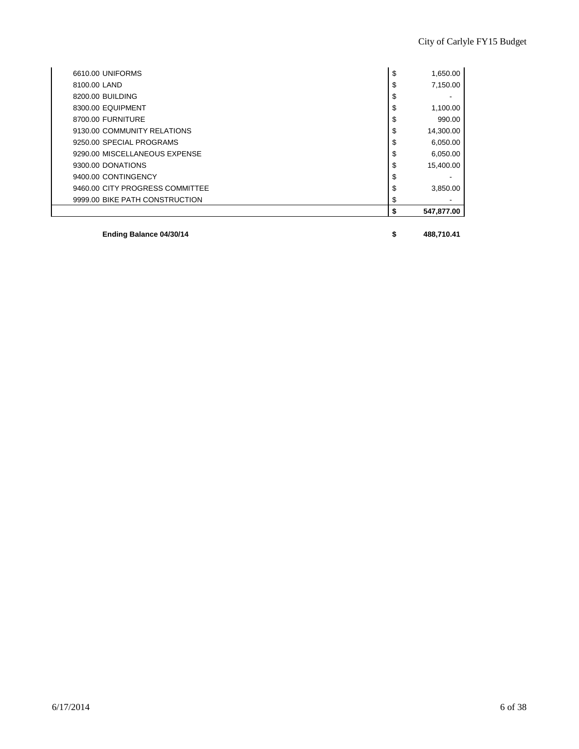| Account | | Amount |
|---|---|---|
| 6610.00 UNIFORMS | $ | 1,650.00 |
| 8100.00 LAND | $ | 7,150.00 |
| 8200.00 BUILDING | $ | - |
| 8300.00 EQUIPMENT | $ | 1,100.00 |
| 8700.00 FURNITURE | $ | 990.00 |
| 9130.00 COMMUNITY RELATIONS | $ | 14,300.00 |
| 9250.00 SPECIAL PROGRAMS | $ | 6,050.00 |
| 9290.00 MISCELLANEOUS EXPENSE | $ | 6,050.00 |
| 9300.00 DONATIONS | $ | 15,400.00 |
| 9400.00 CONTINGENCY | $ | - |
| 9460.00 CITY PROGRESS COMMITTEE | $ | 3,850.00 |
| 9999.00 BIKE PATH CONSTRUCTION | $ | - |
| | **$** | **547,877.00** |

**Ending Balance 04/30/14** **$ 488,710.41**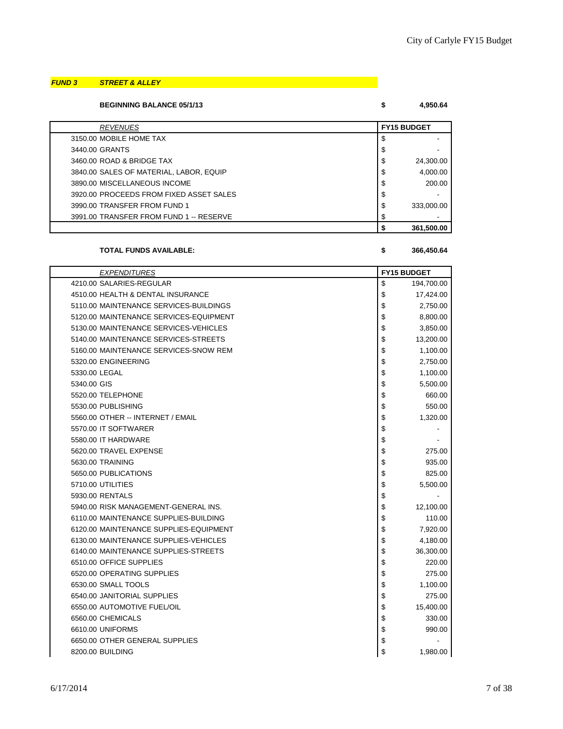***FUND 3 STREET & ALLEY***

**BEGINNING BALANCE 05/1/13** **$ 4,950.64**

| *REVENUES* | FY15 BUDGET |
|---|---|
| 3150.00 MOBILE HOME TAX | $ - |
| 3440.00 GRANTS | $ - |
| 3460.00 ROAD & BRIDGE TAX | $ 24,300.00 |
| 3840.00 SALES OF MATERIAL, LABOR, EQUIP | $ 4,000.00 |
| 3890.00 MISCELLANEOUS INCOME | $ 200.00 |
| 3920.00 PROCEEDS FROM FIXED ASSET SALES | $ - |
| 3990.00 TRANSFER FROM FUND 1 | $ 333,000.00 |
| 3991.00 TRANSFER FROM FUND 1 -- RESERVE | $ - |
| | **$ 361,500.00** |

**TOTAL FUNDS AVAILABLE:** **$ 366,450.64**

| *EXPENDITURES* | FY15 BUDGET |
|---|---|
| 4210.00 SALARIES-REGULAR | $ 194,700.00 |
| 4510.00 HEALTH & DENTAL INSURANCE | $ 17,424.00 |
| 5110.00 MAINTENANCE SERVICES-BUILDINGS | $ 2,750.00 |
| 5120.00 MAINTENANCE SERVICES-EQUIPMENT | $ 8,800.00 |
| 5130.00 MAINTENANCE SERVICES-VEHICLES | $ 3,850.00 |
| 5140.00 MAINTENANCE SERVICES-STREETS | $ 13,200.00 |
| 5160.00 MAINTENANCE SERVICES-SNOW REM | $ 1,100.00 |
| 5320.00 ENGINEERING | $ 2,750.00 |
| 5330.00 LEGAL | $ 1,100.00 |
| 5340.00 GIS | $ 5,500.00 |
| 5520.00 TELEPHONE | $ 660.00 |
| 5530.00 PUBLISHING | $ 550.00 |
| 5560.00 OTHER -- INTERNET / EMAIL | $ 1,320.00 |
| 5570.00 IT SOFTWARER | $ - |
| 5580.00 IT HARDWARE | $ - |
| 5620.00 TRAVEL EXPENSE | $ 275.00 |
| 5630.00 TRAINING | $ 935.00 |
| 5650.00 PUBLICATIONS | $ 825.00 |
| 5710.00 UTILITIES | $ 5,500.00 |
| 5930.00 RENTALS | $ - |
| 5940.00 RISK MANAGEMENT-GENERAL INS. | $ 12,100.00 |
| 6110.00 MAINTENANCE SUPPLIES-BUILDING | $ 110.00 |
| 6120.00 MAINTENANCE SUPPLIES-EQUIPMENT | $ 7,920.00 |
| 6130.00 MAINTENANCE SUPPLIES-VEHICLES | $ 4,180.00 |
| 6140.00 MAINTENANCE SUPPLIES-STREETS | $ 36,300.00 |
| 6510.00 OFFICE SUPPLIES | $ 220.00 |
| 6520.00 OPERATING SUPPLIES | $ 275.00 |
| 6530.00 SMALL TOOLS | $ 1,100.00 |
| 6540.00 JANITORIAL SUPPLIES | $ 275.00 |
| 6550.00 AUTOMOTIVE FUEL/OIL | $ 15,400.00 |
| 6560.00 CHEMICALS | $ 330.00 |
| 6610.00 UNIFORMS | $ 990.00 |
| 6650.00 OTHER GENERAL SUPPLIES | $ - |
| 8200.00 BUILDING | $ 1,980.00 |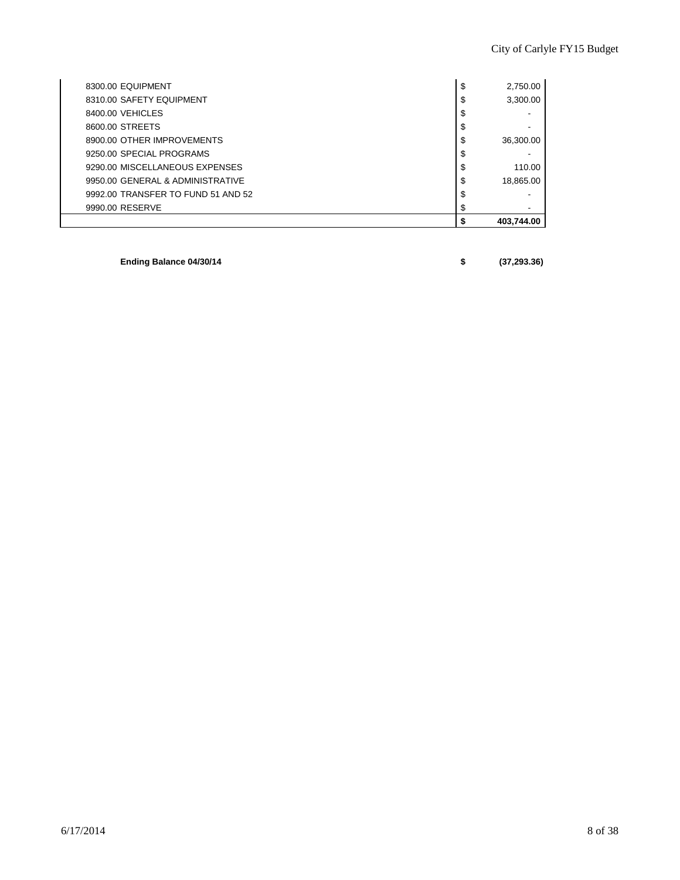| | | |
|---|---|---|
| 8300.00 EQUIPMENT | $ | 2,750.00 |
| 8310.00 SAFETY EQUIPMENT | $ | 3,300.00 |
| 8400.00 VEHICLES | $ | - |
| 8600.00 STREETS | $ | - |
| 8900.00 OTHER IMPROVEMENTS | $ | 36,300.00 |
| 9250.00 SPECIAL PROGRAMS | $ | - |
| 9290.00 MISCELLANEOUS EXPENSES | $ | 110.00 |
| 9950.00 GENERAL & ADMINISTRATIVE | $ | 18,865.00 |
| 9992.00 TRANSFER TO FUND 51 AND 52 | $ | - |
| 9990.00 RESERVE | $ | - |
| | **$** | **403,744.00** |

| | | |
|---|---|---|
| **Ending Balance 04/30/14** | **$** | **(37,293.36)** |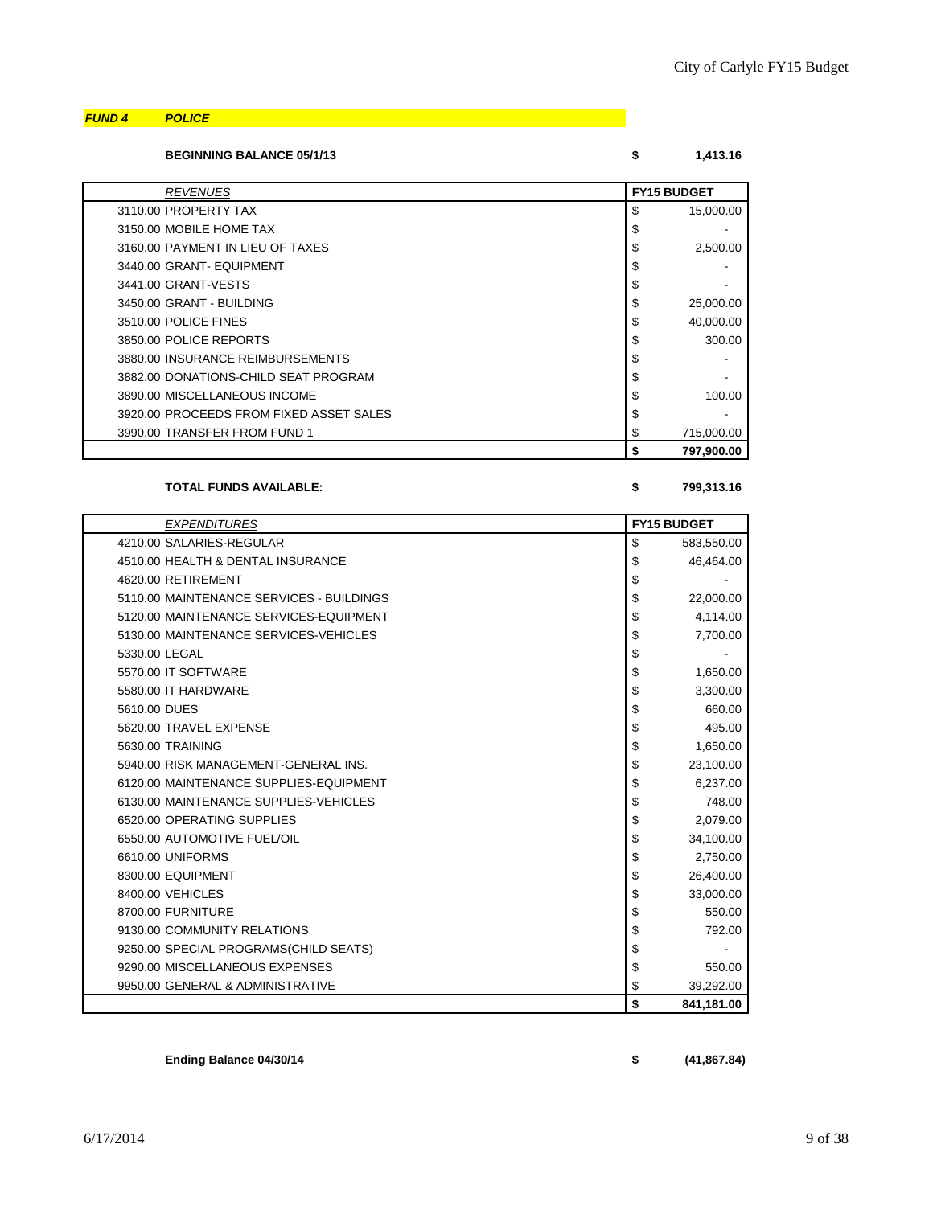***FUND 4*** ***POLICE***

**BEGINNING BALANCE 05/1/13** **$ 1,413.16**

| *REVENUES* | **FY15 BUDGET** |
|---|---|
| 3110.00 PROPERTY TAX | $ 15,000.00 |
| 3150.00 MOBILE HOME TAX | $ - |
| 3160.00 PAYMENT IN LIEU OF TAXES | $ 2,500.00 |
| 3440.00 GRANT- EQUIPMENT | $ - |
| 3441.00 GRANT-VESTS | $ - |
| 3450.00 GRANT - BUILDING | $ 25,000.00 |
| 3510.00 POLICE FINES | $ 40,000.00 |
| 3850.00 POLICE REPORTS | $ 300.00 |
| 3880.00 INSURANCE REIMBURSEMENTS | $ - |
| 3882.00 DONATIONS-CHILD SEAT PROGRAM | $ - |
| 3890.00 MISCELLANEOUS INCOME | $ 100.00 |
| 3920.00 PROCEEDS FROM FIXED ASSET SALES | $ - |
| 3990.00 TRANSFER FROM FUND 1 | $ 715,000.00 |
| | **$ 797,900.00** |

**TOTAL FUNDS AVAILABLE:** **$ 799,313.16**

| *EXPENDITURES* | **FY15 BUDGET** |
|---|---|
| 4210.00 SALARIES-REGULAR | $ 583,550.00 |
| 4510.00 HEALTH & DENTAL INSURANCE | $ 46,464.00 |
| 4620.00 RETIREMENT | $ - |
| 5110.00 MAINTENANCE SERVICES - BUILDINGS | $ 22,000.00 |
| 5120.00 MAINTENANCE SERVICES-EQUIPMENT | $ 4,114.00 |
| 5130.00 MAINTENANCE SERVICES-VEHICLES | $ 7,700.00 |
| 5330.00 LEGAL | $ - |
| 5570.00 IT SOFTWARE | $ 1,650.00 |
| 5580.00 IT HARDWARE | $ 3,300.00 |
| 5610.00 DUES | $ 660.00 |
| 5620.00 TRAVEL EXPENSE | $ 495.00 |
| 5630.00 TRAINING | $ 1,650.00 |
| 5940.00 RISK MANAGEMENT-GENERAL INS. | $ 23,100.00 |
| 6120.00 MAINTENANCE SUPPLIES-EQUIPMENT | $ 6,237.00 |
| 6130.00 MAINTENANCE SUPPLIES-VEHICLES | $ 748.00 |
| 6520.00 OPERATING SUPPLIES | $ 2,079.00 |
| 6550.00 AUTOMOTIVE FUEL/OIL | $ 34,100.00 |
| 6610.00 UNIFORMS | $ 2,750.00 |
| 8300.00 EQUIPMENT | $ 26,400.00 |
| 8400.00 VEHICLES | $ 33,000.00 |
| 8700.00 FURNITURE | $ 550.00 |
| 9130.00 COMMUNITY RELATIONS | $ 792.00 |
| 9250.00 SPECIAL PROGRAMS(CHILD SEATS) | $ - |
| 9290.00 MISCELLANEOUS EXPENSES | $ 550.00 |
| 9950.00 GENERAL & ADMINISTRATIVE | $ 39,292.00 |
| | **$ 841,181.00** |

**Ending Balance 04/30/14** **$ (41,867.84)**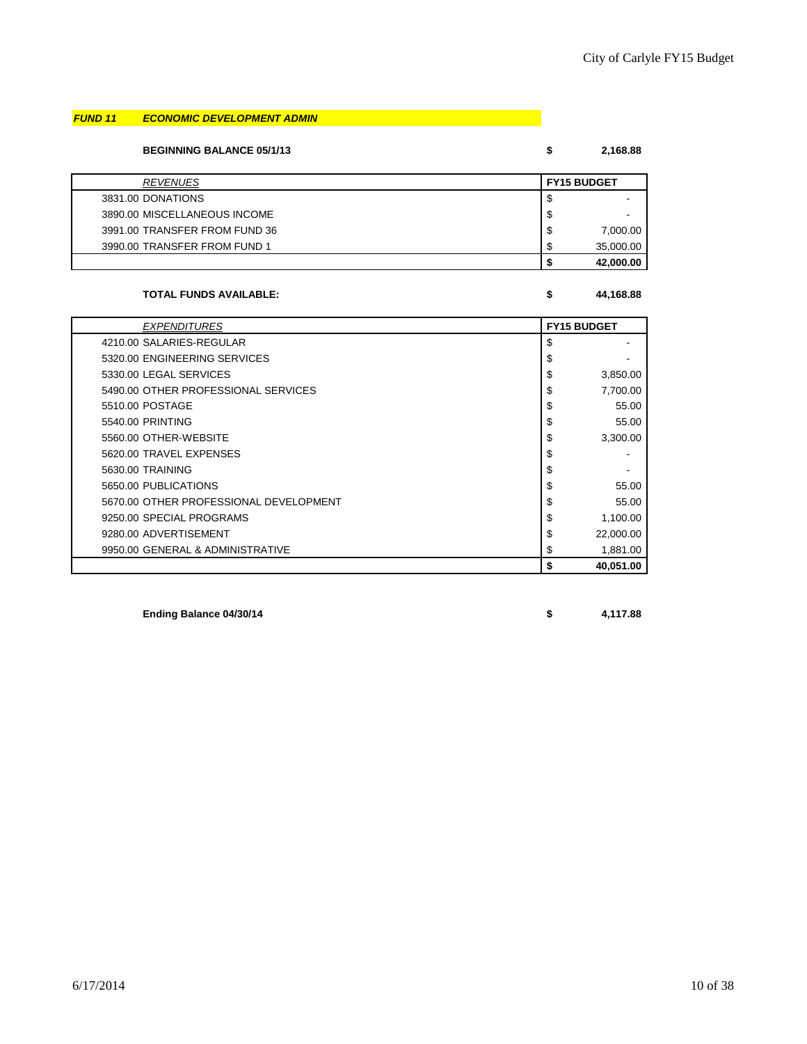## *FUND 11* *ECONOMIC DEVELOPMENT ADMIN*

**BEGINNING BALANCE 05/1/13** **$ 2,168.88**

| *REVENUES* | **FY15 BUDGET** |
|---|---|
| 3831.00 DONATIONS | $ - |
| 3890.00 MISCELLANEOUS INCOME | $ - |
| 3991.00 TRANSFER FROM FUND 36 | $ 7,000.00 |
| 3990.00 TRANSFER FROM FUND 1 | $ 35,000.00 |
| | **$ 42,000.00** |

**TOTAL FUNDS AVAILABLE:** **$ 44,168.88**

| *EXPENDITURES* | **FY15 BUDGET** |
|---|---|
| 4210.00 SALARIES-REGULAR | $ - |
| 5320.00 ENGINEERING SERVICES | $ - |
| 5330.00 LEGAL SERVICES | $ 3,850.00 |
| 5490.00 OTHER PROFESSIONAL SERVICES | $ 7,700.00 |
| 5510.00 POSTAGE | $ 55.00 |
| 5540.00 PRINTING | $ 55.00 |
| 5560.00 OTHER-WEBSITE | $ 3,300.00 |
| 5620.00 TRAVEL EXPENSES | $ - |
| 5630.00 TRAINING | $ - |
| 5650.00 PUBLICATIONS | $ 55.00 |
| 5670.00 OTHER PROFESSIONAL DEVELOPMENT | $ 55.00 |
| 9250.00 SPECIAL PROGRAMS | $ 1,100.00 |
| 9280.00 ADVERTISEMENT | $ 22,000.00 |
| 9950.00 GENERAL & ADMINISTRATIVE | $ 1,881.00 |
| | **$ 40,051.00** |

**Ending Balance 04/30/14** **$ 4,117.88**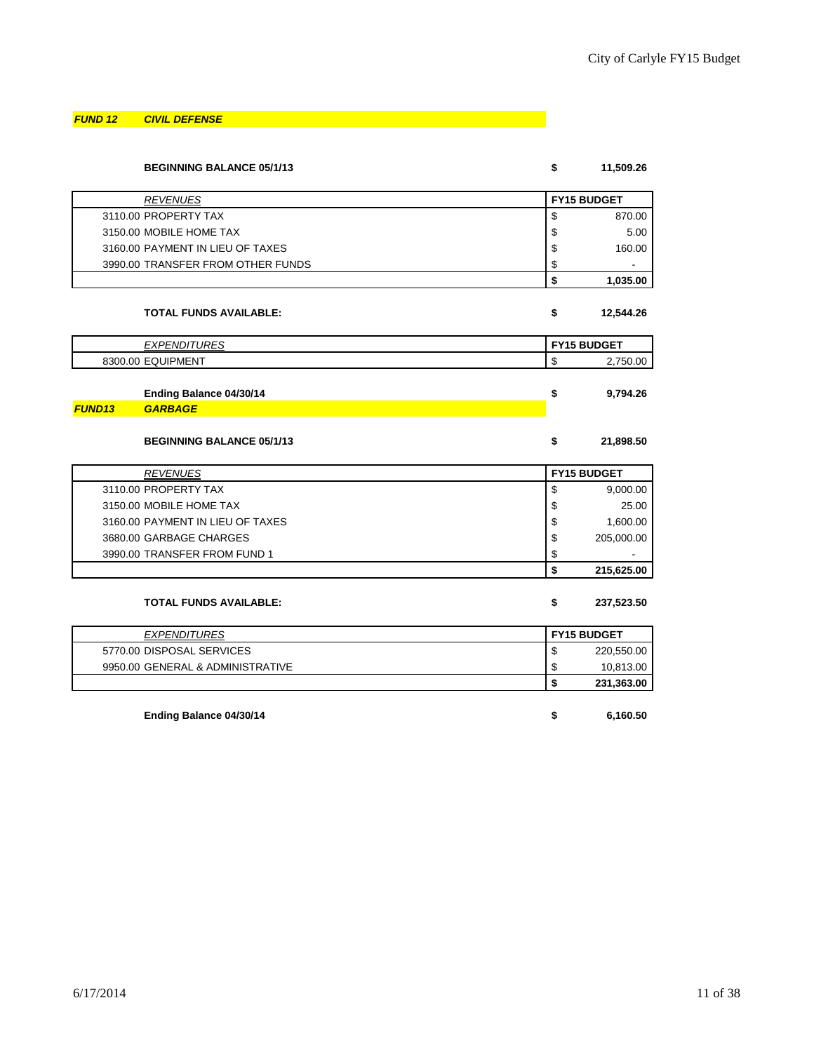## *FUND 12 CIVIL DEFENSE*

**BEGINNING BALANCE 05/1/13** **$ 11,509.26**

| *REVENUES* | FY15 BUDGET |
|---|---|
| 3110.00 PROPERTY TAX | $ 870.00 |
| 3150.00 MOBILE HOME TAX | $ 5.00 |
| 3160.00 PAYMENT IN LIEU OF TAXES | $ 160.00 |
| 3990.00 TRANSFER FROM OTHER FUNDS | $ - |
| | **$ 1,035.00** |

**TOTAL FUNDS AVAILABLE:** **$ 12,544.26**

| *EXPENDITURES* | FY15 BUDGET |
|---|---|
| 8300.00 EQUIPMENT | $ 2,750.00 |

**Ending Balance 04/30/14** **$ 9,794.26**

## *FUND13 GARBAGE*

**BEGINNING BALANCE 05/1/13** **$ 21,898.50**

| *REVENUES* | FY15 BUDGET |
|---|---|
| 3110.00 PROPERTY TAX | $ 9,000.00 |
| 3150.00 MOBILE HOME TAX | $ 25.00 |
| 3160.00 PAYMENT IN LIEU OF TAXES | $ 1,600.00 |
| 3680.00 GARBAGE CHARGES | $ 205,000.00 |
| 3990.00 TRANSFER FROM FUND 1 | $ - |
| | **$ 215,625.00** |

**TOTAL FUNDS AVAILABLE:** **$ 237,523.50**

| *EXPENDITURES* | FY15 BUDGET |
|---|---|
| 5770.00 DISPOSAL SERVICES | $ 220,550.00 |
| 9950.00 GENERAL & ADMINISTRATIVE | $ 10,813.00 |
| | **$ 231,363.00** |

**Ending Balance 04/30/14** **$ 6,160.50**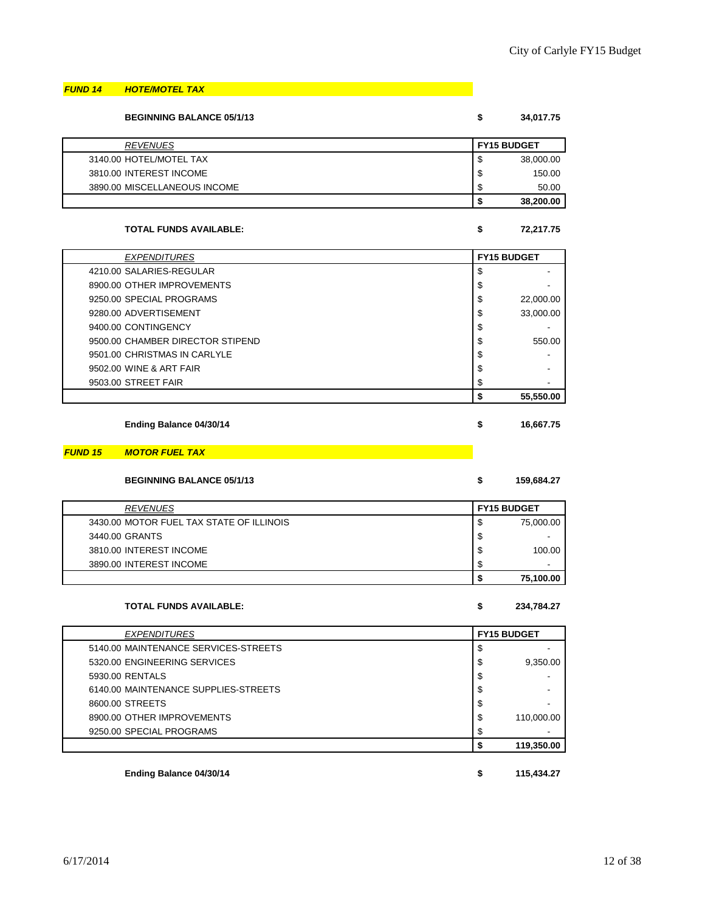## *FUND 14* *HOTE/MOTEL TAX*

**BEGINNING BALANCE 05/1/13** **$ 34,017.75**

| *REVENUES* | FY15 BUDGET |
|---|---|
| 3140.00 HOTEL/MOTEL TAX | $ 38,000.00 |
| 3810.00 INTEREST INCOME | $ 150.00 |
| 3890.00 MISCELLANEOUS INCOME | $ 50.00 |
| | **$ 38,200.00** |

**TOTAL FUNDS AVAILABLE:** **$ 72,217.75**

| *EXPENDITURES* | FY15 BUDGET |
|---|---|
| 4210.00 SALARIES-REGULAR | $ - |
| 8900.00 OTHER IMPROVEMENTS | $ - |
| 9250.00 SPECIAL PROGRAMS | $ 22,000.00 |
| 9280.00 ADVERTISEMENT | $ 33,000.00 |
| 9400.00 CONTINGENCY | $ - |
| 9500.00 CHAMBER DIRECTOR STIPEND | $ 550.00 |
| 9501.00 CHRISTMAS IN CARLYLE | $ - |
| 9502.00 WINE & ART FAIR | $ - |
| 9503.00 STREET FAIR | $ - |
| | **$ 55,550.00** |

**Ending Balance 04/30/14** **$ 16,667.75**

## *FUND 15* *MOTOR FUEL TAX*

**BEGINNING BALANCE 05/1/13** **$ 159,684.27**

| *REVENUES* | FY15 BUDGET |
|---|---|
| 3430.00 MOTOR FUEL TAX STATE OF ILLINOIS | $ 75,000.00 |
| 3440.00 GRANTS | $ - |
| 3810.00 INTEREST INCOME | $ 100.00 |
| 3890.00 INTEREST INCOME | $ - |
| | **$ 75,100.00** |

**TOTAL FUNDS AVAILABLE:** **$ 234,784.27**

| *EXPENDITURES* | FY15 BUDGET |
|---|---|
| 5140.00 MAINTENANCE SERVICES-STREETS | $ - |
| 5320.00 ENGINEERING SERVICES | $ 9,350.00 |
| 5930.00 RENTALS | $ - |
| 6140.00 MAINTENANCE SUPPLIES-STREETS | $ - |
| 8600.00 STREETS | $ - |
| 8900.00 OTHER IMPROVEMENTS | $ 110,000.00 |
| 9250.00 SPECIAL PROGRAMS | $ - |
| | **$ 119,350.00** |

**Ending Balance 04/30/14** **$ 115,434.27**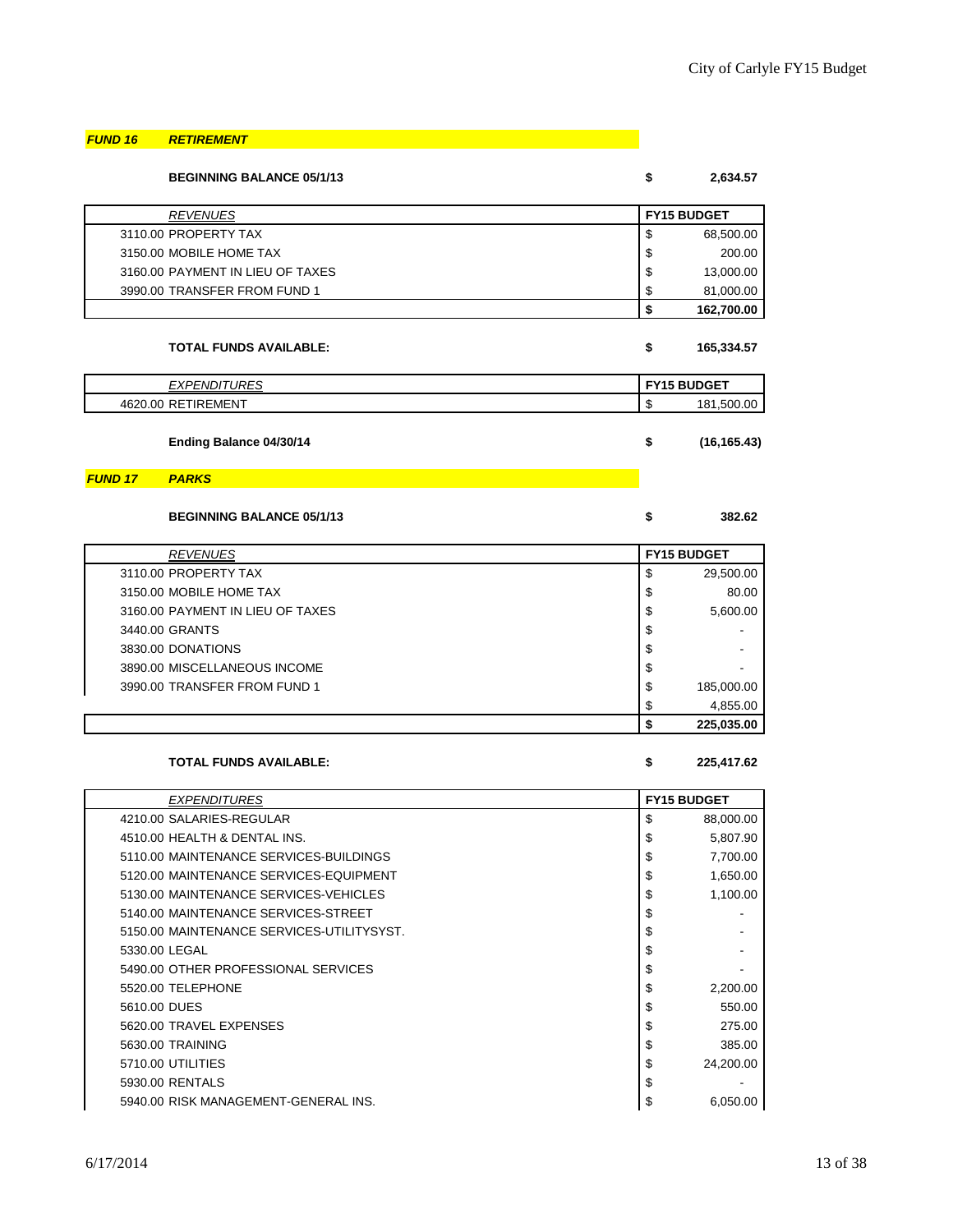## *FUND 16* *RETIREMENT*

**BEGINNING BALANCE 05/1/13** **$ 2,634.57**

| *REVENUES* | FY15 BUDGET |
|---|---|
| 3110.00 PROPERTY TAX | $ 68,500.00 |
| 3150.00 MOBILE HOME TAX | $ 200.00 |
| 3160.00 PAYMENT IN LIEU OF TAXES | $ 13,000.00 |
| 3990.00 TRANSFER FROM FUND 1 | $ 81,000.00 |
| | **$ 162,700.00** |

**TOTAL FUNDS AVAILABLE:** **$ 165,334.57**

| *EXPENDITURES* | FY15 BUDGET |
|---|---|
| 4620.00 RETIREMENT | $ 181,500.00 |

**Ending Balance 04/30/14** **$ (16,165.43)**

## *FUND 17* *PARKS*

**BEGINNING BALANCE 05/1/13** **$ 382.62**

| *REVENUES* | FY15 BUDGET |
|---|---|
| 3110.00 PROPERTY TAX | $ 29,500.00 |
| 3150.00 MOBILE HOME TAX | $ 80.00 |
| 3160.00 PAYMENT IN LIEU OF TAXES | $ 5,600.00 |
| 3440.00 GRANTS | $ - |
| 3830.00 DONATIONS | $ - |
| 3890.00 MISCELLANEOUS INCOME | $ - |
| 3990.00 TRANSFER FROM FUND 1 | $ 185,000.00 |
| | $ 4,855.00 |
| | **$ 225,035.00** |

**TOTAL FUNDS AVAILABLE:** **$ 225,417.62**

| *EXPENDITURES* | FY15 BUDGET |
|---|---|
| 4210.00 SALARIES-REGULAR | $ 88,000.00 |
| 4510.00 HEALTH & DENTAL INS. | $ 5,807.90 |
| 5110.00 MAINTENANCE SERVICES-BUILDINGS | $ 7,700.00 |
| 5120.00 MAINTENANCE SERVICES-EQUIPMENT | $ 1,650.00 |
| 5130.00 MAINTENANCE SERVICES-VEHICLES | $ 1,100.00 |
| 5140.00 MAINTENANCE SERVICES-STREET | $ - |
| 5150.00 MAINTENANCE SERVICES-UTILITYSYST. | $ - |
| 5330.00 LEGAL | $ - |
| 5490.00 OTHER PROFESSIONAL SERVICES | $ - |
| 5520.00 TELEPHONE | $ 2,200.00 |
| 5610.00 DUES | $ 550.00 |
| 5620.00 TRAVEL EXPENSES | $ 275.00 |
| 5630.00 TRAINING | $ 385.00 |
| 5710.00 UTILITIES | $ 24,200.00 |
| 5930.00 RENTALS | $ - |
| 5940.00 RISK MANAGEMENT-GENERAL INS. | $ 6,050.00 |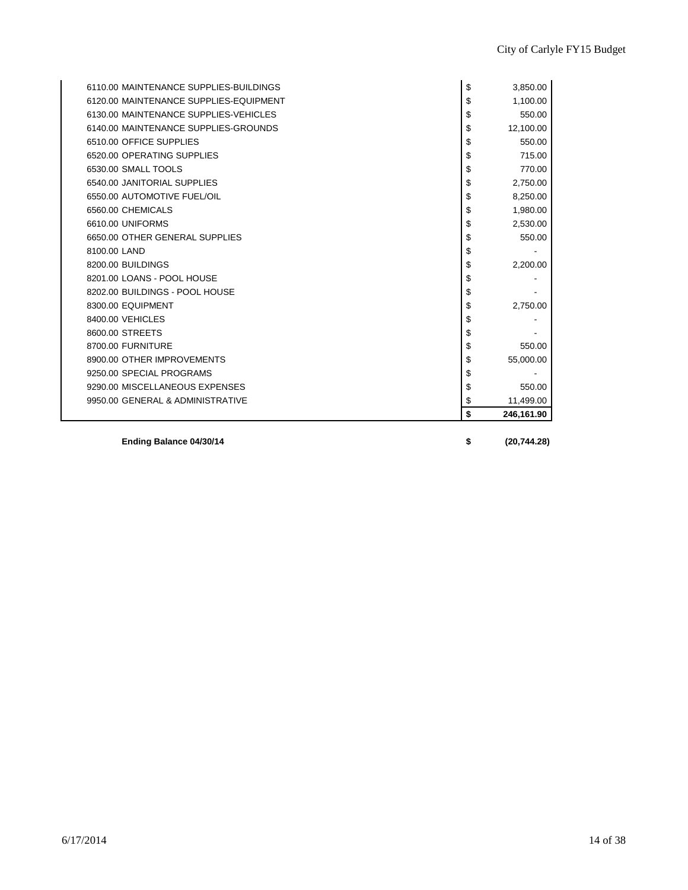| Account | | Amount |
|---|---|---|
| 6110.00 MAINTENANCE SUPPLIES-BUILDINGS | $ | 3,850.00 |
| 6120.00 MAINTENANCE SUPPLIES-EQUIPMENT | $ | 1,100.00 |
| 6130.00 MAINTENANCE SUPPLIES-VEHICLES | $ | 550.00 |
| 6140.00 MAINTENANCE SUPPLIES-GROUNDS | $ | 12,100.00 |
| 6510.00 OFFICE SUPPLIES | $ | 550.00 |
| 6520.00 OPERATING SUPPLIES | $ | 715.00 |
| 6530.00 SMALL TOOLS | $ | 770.00 |
| 6540.00 JANITORIAL SUPPLIES | $ | 2,750.00 |
| 6550.00 AUTOMOTIVE FUEL/OIL | $ | 8,250.00 |
| 6560.00 CHEMICALS | $ | 1,980.00 |
| 6610.00 UNIFORMS | $ | 2,530.00 |
| 6650.00 OTHER GENERAL SUPPLIES | $ | 550.00 |
| 8100.00 LAND | $ | - |
| 8200.00 BUILDINGS | $ | 2,200.00 |
| 8201.00 LOANS - POOL HOUSE | $ | - |
| 8202.00 BUILDINGS - POOL HOUSE | $ | - |
| 8300.00 EQUIPMENT | $ | 2,750.00 |
| 8400.00 VEHICLES | $ | - |
| 8600.00 STREETS | $ | - |
| 8700.00 FURNITURE | $ | 550.00 |
| 8900.00 OTHER IMPROVEMENTS | $ | 55,000.00 |
| 9250.00 SPECIAL PROGRAMS | $ | - |
| 9290.00 MISCELLANEOUS EXPENSES | $ | 550.00 |
| 9950.00 GENERAL & ADMINISTRATIVE | $ | 11,499.00 |
| | **$** | **246,161.90** |

| | | |
|---|---|---|
| **Ending Balance 04/30/14** | **$** | **(20,744.28)** |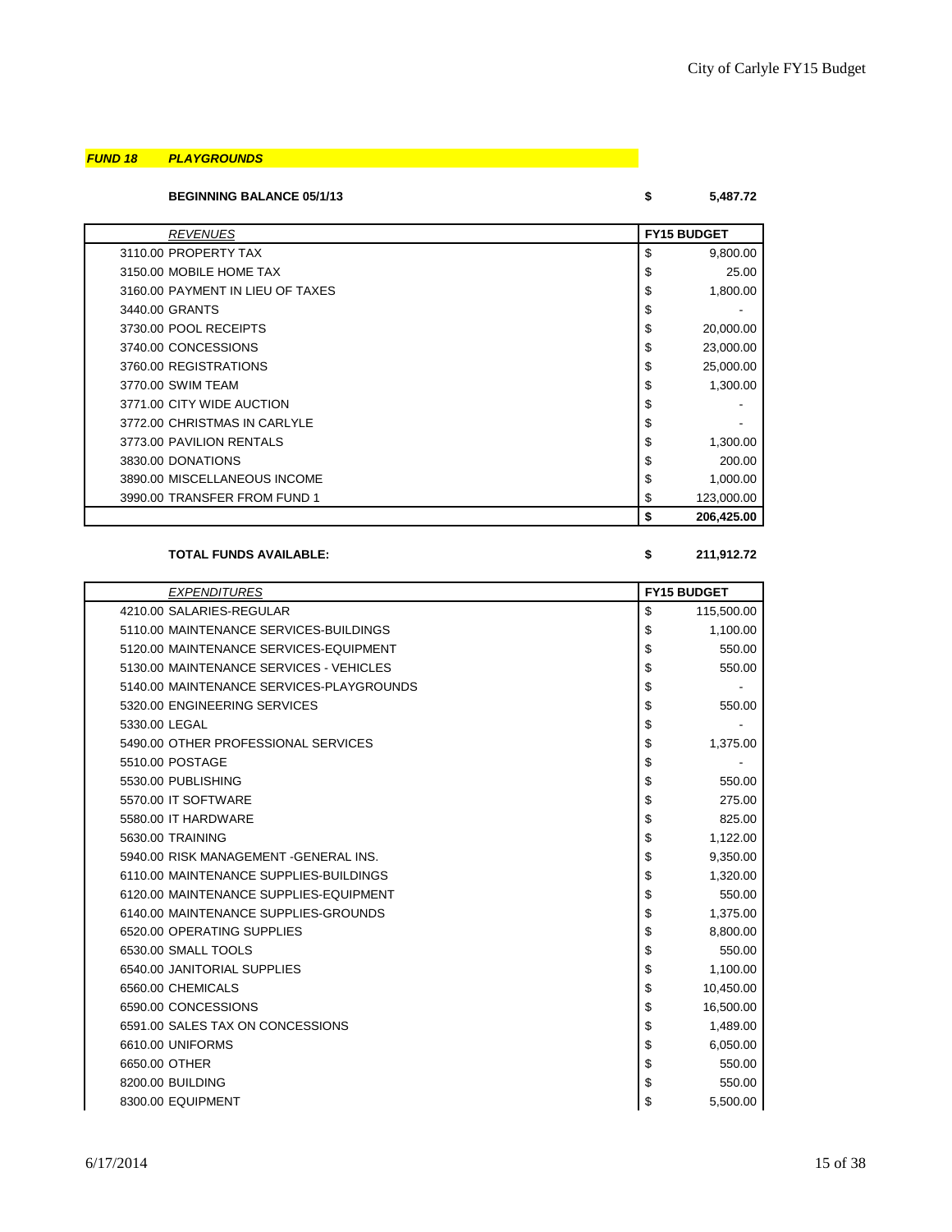***FUND 18 PLAYGROUNDS***

**BEGINNING BALANCE 05/1/13** **$ 5,487.72**

| *REVENUES* | **FY15 BUDGET** |
|---|---|
| 3110.00 PROPERTY TAX | $ 9,800.00 |
| 3150.00 MOBILE HOME TAX | $ 25.00 |
| 3160.00 PAYMENT IN LIEU OF TAXES | $ 1,800.00 |
| 3440.00 GRANTS | $ - |
| 3730.00 POOL RECEIPTS | $ 20,000.00 |
| 3740.00 CONCESSIONS | $ 23,000.00 |
| 3760.00 REGISTRATIONS | $ 25,000.00 |
| 3770.00 SWIM TEAM | $ 1,300.00 |
| 3771.00 CITY WIDE AUCTION | $ - |
| 3772.00 CHRISTMAS IN CARLYLE | $ - |
| 3773.00 PAVILION RENTALS | $ 1,300.00 |
| 3830.00 DONATIONS | $ 200.00 |
| 3890.00 MISCELLANEOUS INCOME | $ 1,000.00 |
| 3990.00 TRANSFER FROM FUND 1 | $ 123,000.00 |
| | **$ 206,425.00** |

**TOTAL FUNDS AVAILABLE:** **$ 211,912.72**

| *EXPENDITURES* | **FY15 BUDGET** |
|---|---|
| 4210.00 SALARIES-REGULAR | $ 115,500.00 |
| 5110.00 MAINTENANCE SERVICES-BUILDINGS | $ 1,100.00 |
| 5120.00 MAINTENANCE SERVICES-EQUIPMENT | $ 550.00 |
| 5130.00 MAINTENANCE SERVICES - VEHICLES | $ 550.00 |
| 5140.00 MAINTENANCE SERVICES-PLAYGROUNDS | $ - |
| 5320.00 ENGINEERING SERVICES | $ 550.00 |
| 5330.00 LEGAL | $ - |
| 5490.00 OTHER PROFESSIONAL SERVICES | $ 1,375.00 |
| 5510.00 POSTAGE | $ - |
| 5530.00 PUBLISHING | $ 550.00 |
| 5570.00 IT SOFTWARE | $ 275.00 |
| 5580.00 IT HARDWARE | $ 825.00 |
| 5630.00 TRAINING | $ 1,122.00 |
| 5940.00 RISK MANAGEMENT -GENERAL INS. | $ 9,350.00 |
| 6110.00 MAINTENANCE SUPPLIES-BUILDINGS | $ 1,320.00 |
| 6120.00 MAINTENANCE SUPPLIES-EQUIPMENT | $ 550.00 |
| 6140.00 MAINTENANCE SUPPLIES-GROUNDS | $ 1,375.00 |
| 6520.00 OPERATING SUPPLIES | $ 8,800.00 |
| 6530.00 SMALL TOOLS | $ 550.00 |
| 6540.00 JANITORIAL SUPPLIES | $ 1,100.00 |
| 6560.00 CHEMICALS | $ 10,450.00 |
| 6590.00 CONCESSIONS | $ 16,500.00 |
| 6591.00 SALES TAX ON CONCESSIONS | $ 1,489.00 |
| 6610.00 UNIFORMS | $ 6,050.00 |
| 6650.00 OTHER | $ 550.00 |
| 8200.00 BUILDING | $ 550.00 |
| 8300.00 EQUIPMENT | $ 5,500.00 |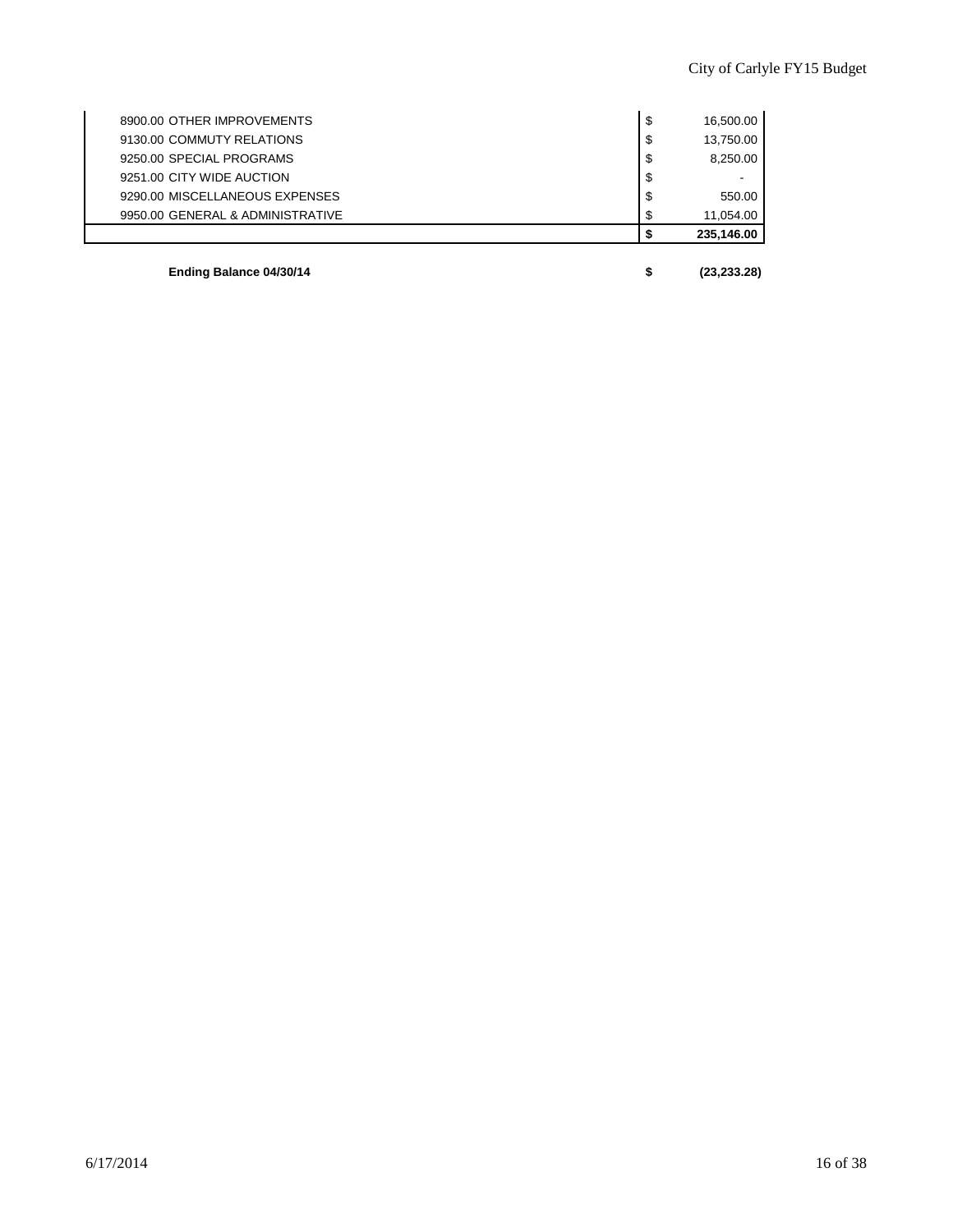| | | |
|---|---|---|
| 8900.00 OTHER IMPROVEMENTS | $ | 16,500.00 |
| 9130.00 COMMUTY RELATIONS | $ | 13,750.00 |
| 9250.00 SPECIAL PROGRAMS | $ | 8,250.00 |
| 9251.00 CITY WIDE AUCTION | $ | - |
| 9290.00 MISCELLANEOUS EXPENSES | $ | 550.00 |
| 9950.00 GENERAL & ADMINISTRATIVE | $ | 11,054.00 |
| | **$** | **235,146.00** |

| | | |
|---|---|---|
| **Ending Balance 04/30/14** | **$** | **(23,233.28)** |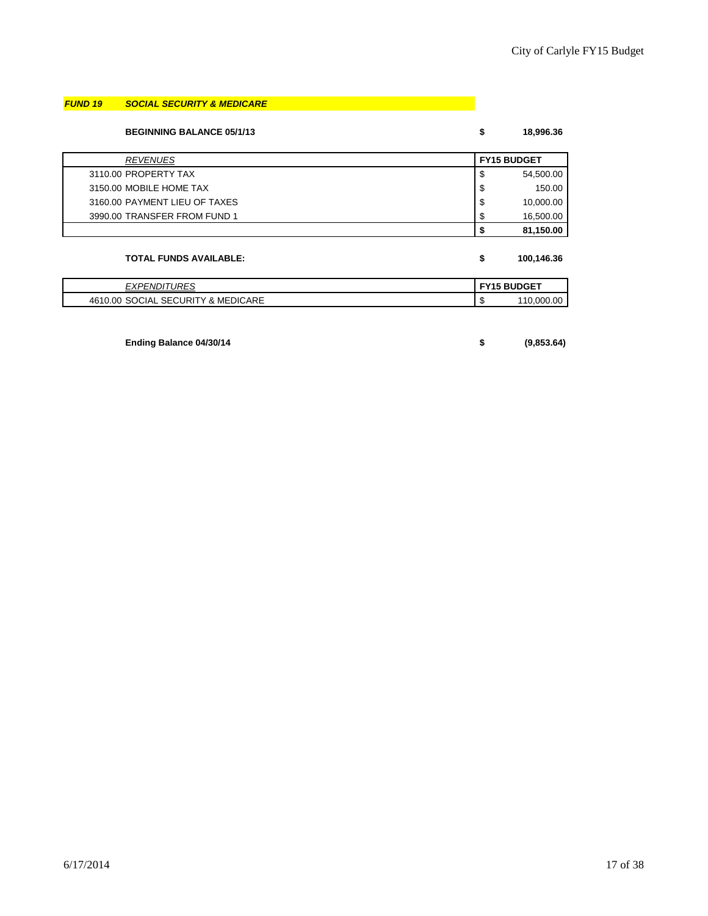***FUND 19 SOCIAL SECURITY & MEDICARE***

**BEGINNING BALANCE 05/1/13** **$ 18,996.36**

| *REVENUES* | **FY15 BUDGET** |
|---|---|
| 3110.00 PROPERTY TAX | $ 54,500.00 |
| 3150.00 MOBILE HOME TAX | $ 150.00 |
| 3160.00 PAYMENT LIEU OF TAXES | $ 10,000.00 |
| 3990.00 TRANSFER FROM FUND 1 | $ 16,500.00 |
| | **$ 81,150.00** |

**TOTAL FUNDS AVAILABLE:** **$ 100,146.36**

| *EXPENDITURES* | **FY15 BUDGET** |
|---|---|
| 4610.00 SOCIAL SECURITY & MEDICARE | $ 110,000.00 |

**Ending Balance 04/30/14** **$ (9,853.64)**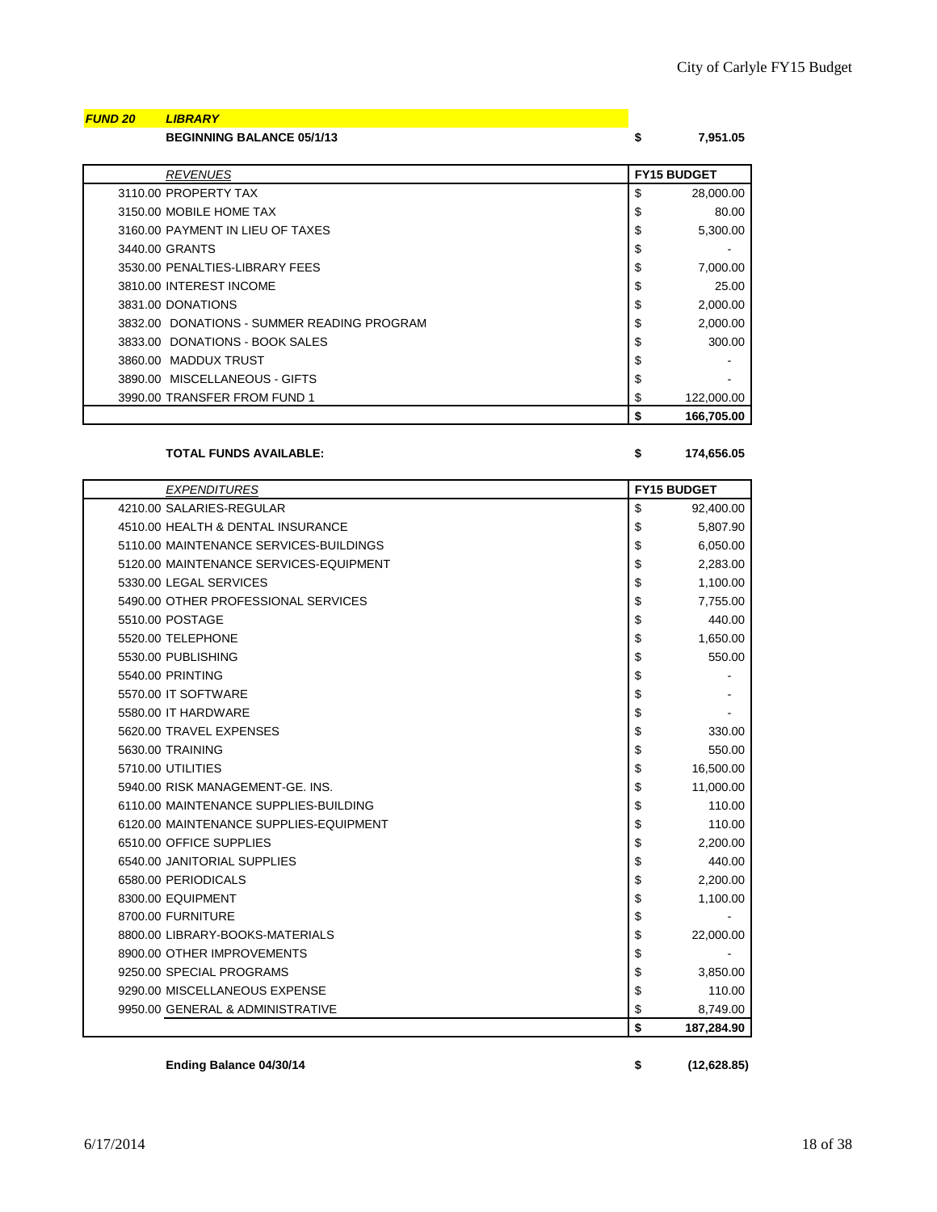***FUND 20*** ***LIBRARY***

**BEGINNING BALANCE 05/1/13** **$ 7,951.05**

| *REVENUES* | **FY15 BUDGET** |
|---|---|
| 3110.00 PROPERTY TAX | $ 28,000.00 |
| 3150.00 MOBILE HOME TAX | $ 80.00 |
| 3160.00 PAYMENT IN LIEU OF TAXES | $ 5,300.00 |
| 3440.00 GRANTS | $ - |
| 3530.00 PENALTIES-LIBRARY FEES | $ 7,000.00 |
| 3810.00 INTEREST INCOME | $ 25.00 |
| 3831.00 DONATIONS | $ 2,000.00 |
| 3832.00 DONATIONS - SUMMER READING PROGRAM | $ 2,000.00 |
| 3833.00 DONATIONS - BOOK SALES | $ 300.00 |
| 3860.00 MADDUX TRUST | $ - |
| 3890.00 MISCELLANEOUS - GIFTS | $ - |
| 3990.00 TRANSFER FROM FUND 1 | $ 122,000.00 |
| | **$ 166,705.00** |

**TOTAL FUNDS AVAILABLE:** **$ 174,656.05**

| *EXPENDITURES* | **FY15 BUDGET** |
|---|---|
| 4210.00 SALARIES-REGULAR | $ 92,400.00 |
| 4510.00 HEALTH & DENTAL INSURANCE | $ 5,807.90 |
| 5110.00 MAINTENANCE SERVICES-BUILDINGS | $ 6,050.00 |
| 5120.00 MAINTENANCE SERVICES-EQUIPMENT | $ 2,283.00 |
| 5330.00 LEGAL SERVICES | $ 1,100.00 |
| 5490.00 OTHER PROFESSIONAL SERVICES | $ 7,755.00 |
| 5510.00 POSTAGE | $ 440.00 |
| 5520.00 TELEPHONE | $ 1,650.00 |
| 5530.00 PUBLISHING | $ 550.00 |
| 5540.00 PRINTING | $ - |
| 5570.00 IT SOFTWARE | $ - |
| 5580.00 IT HARDWARE | $ - |
| 5620.00 TRAVEL EXPENSES | $ 330.00 |
| 5630.00 TRAINING | $ 550.00 |
| 5710.00 UTILITIES | $ 16,500.00 |
| 5940.00 RISK MANAGEMENT-GE. INS. | $ 11,000.00 |
| 6110.00 MAINTENANCE SUPPLIES-BUILDING | $ 110.00 |
| 6120.00 MAINTENANCE SUPPLIES-EQUIPMENT | $ 110.00 |
| 6510.00 OFFICE SUPPLIES | $ 2,200.00 |
| 6540.00 JANITORIAL SUPPLIES | $ 440.00 |
| 6580.00 PERIODICALS | $ 2,200.00 |
| 8300.00 EQUIPMENT | $ 1,100.00 |
| 8700.00 FURNITURE | $ - |
| 8800.00 LIBRARY-BOOKS-MATERIALS | $ 22,000.00 |
| 8900.00 OTHER IMPROVEMENTS | $ - |
| 9250.00 SPECIAL PROGRAMS | $ 3,850.00 |
| 9290.00 MISCELLANEOUS EXPENSE | $ 110.00 |
| 9950.00 GENERAL & ADMINISTRATIVE | $ 8,749.00 |
| | **$ 187,284.90** |

**Ending Balance 04/30/14** **$ (12,628.85)**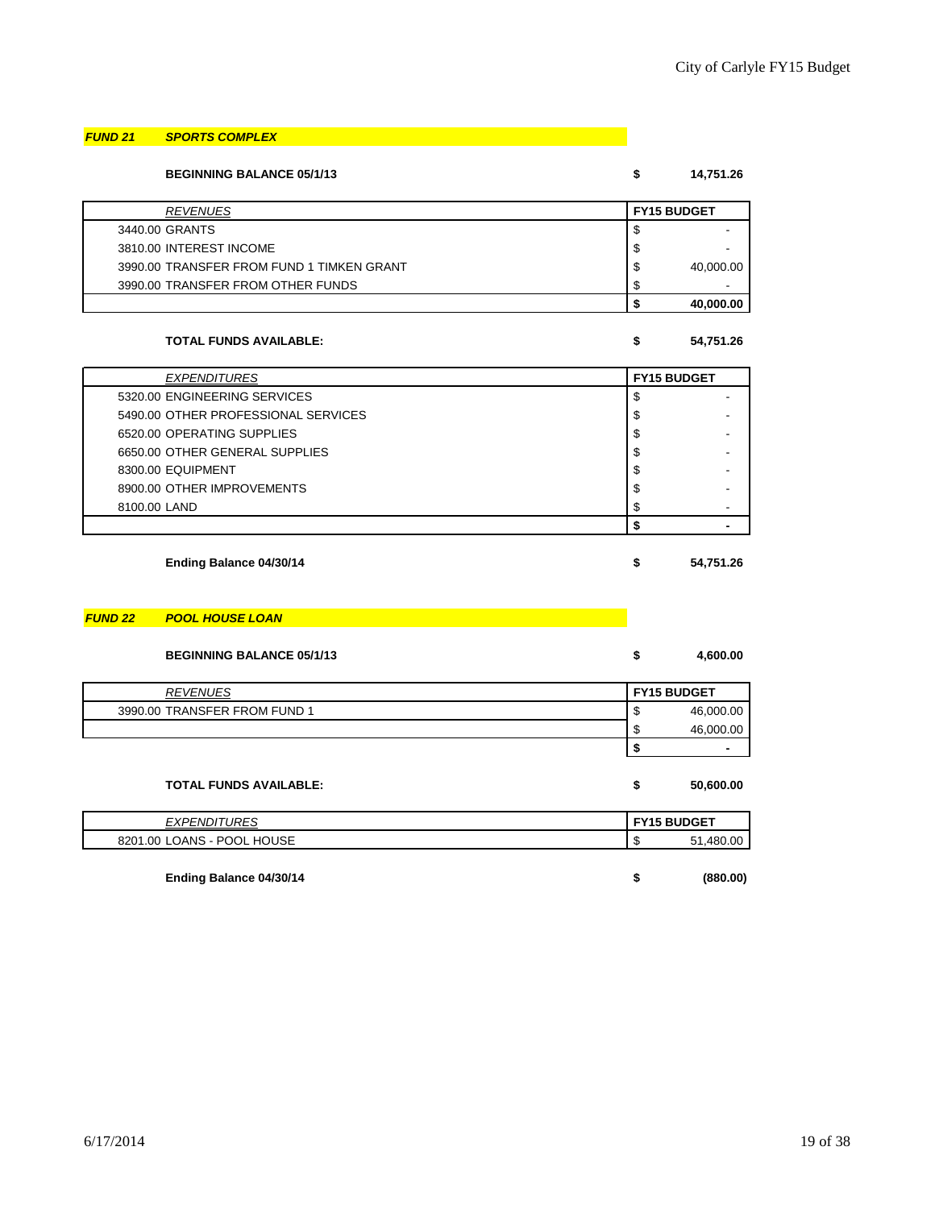***FUND 21*** ***SPORTS COMPLEX***

**BEGINNING BALANCE 05/1/13** **$ 14,751.26**

| *REVENUES* | FY15 BUDGET |
|---|---|
| 3440.00 GRANTS | $ - |
| 3810.00 INTEREST INCOME | $ - |
| 3990.00 TRANSFER FROM FUND 1 TIMKEN GRANT | $ 40,000.00 |
| 3990.00 TRANSFER FROM OTHER FUNDS | $ - |
| | **$ 40,000.00** |

**TOTAL FUNDS AVAILABLE:** **$ 54,751.26**

| *EXPENDITURES* | FY15 BUDGET |
|---|---|
| 5320.00 ENGINEERING SERVICES | $ - |
| 5490.00 OTHER PROFESSIONAL SERVICES | $ - |
| 6520.00 OPERATING SUPPLIES | $ - |
| 6650.00 OTHER GENERAL SUPPLIES | $ - |
| 8300.00 EQUIPMENT | $ - |
| 8900.00 OTHER IMPROVEMENTS | $ - |
| 8100.00 LAND | $ - |
| | **$ -** |

**Ending Balance 04/30/14** **$ 54,751.26**

***FUND 22*** ***POOL HOUSE LOAN***

**BEGINNING BALANCE 05/1/13** **$ 4,600.00**

| *REVENUES* | FY15 BUDGET |
|---|---|
| 3990.00 TRANSFER FROM FUND 1 | $ 46,000.00 |
| | $ 46,000.00 |
| | **$ -** |

**TOTAL FUNDS AVAILABLE:** **$ 50,600.00**

| *EXPENDITURES* | FY15 BUDGET |
|---|---|
| 8201.00 LOANS - POOL HOUSE | $ 51,480.00 |

**Ending Balance 04/30/14** **$ (880.00)**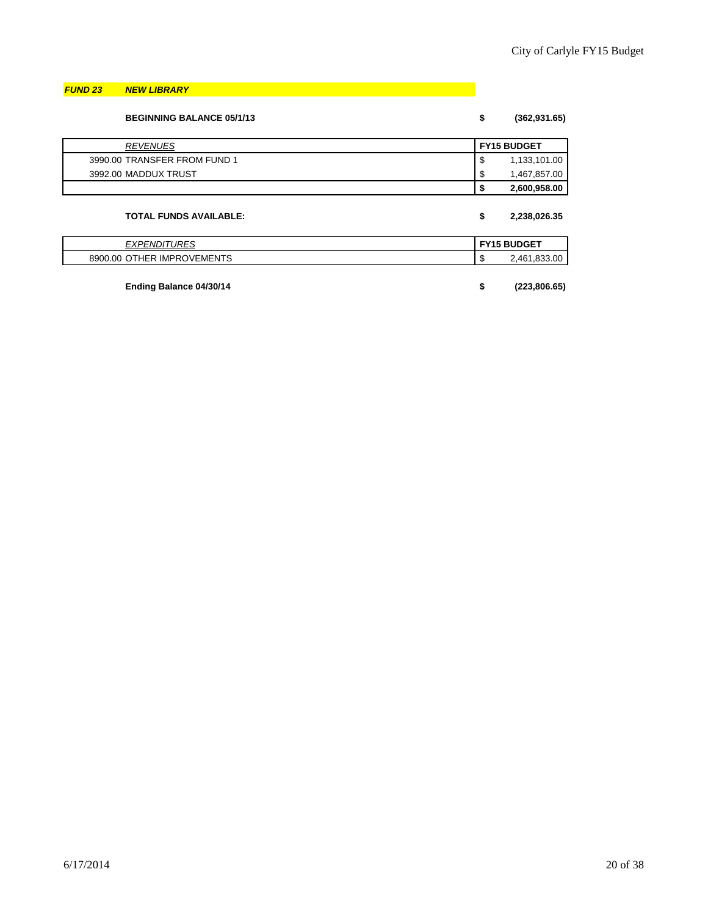## *FUND 23 NEW LIBRARY*

**BEGINNING BALANCE 05/1/13** **$ (362,931.65)**

| *REVENUES* | FY15 BUDGET |
|---|---|
| 3990.00 TRANSFER FROM FUND 1 | $ 1,133,101.00 |
| 3992.00 MADDUX TRUST | $ 1,467,857.00 |
| | **$ 2,600,958.00** |

**TOTAL FUNDS AVAILABLE:** **$ 2,238,026.35**

| *EXPENDITURES* | FY15 BUDGET |
|---|---|
| 8900.00 OTHER IMPROVEMENTS | $ 2,461,833.00 |

**Ending Balance 04/30/14** **$ (223,806.65)**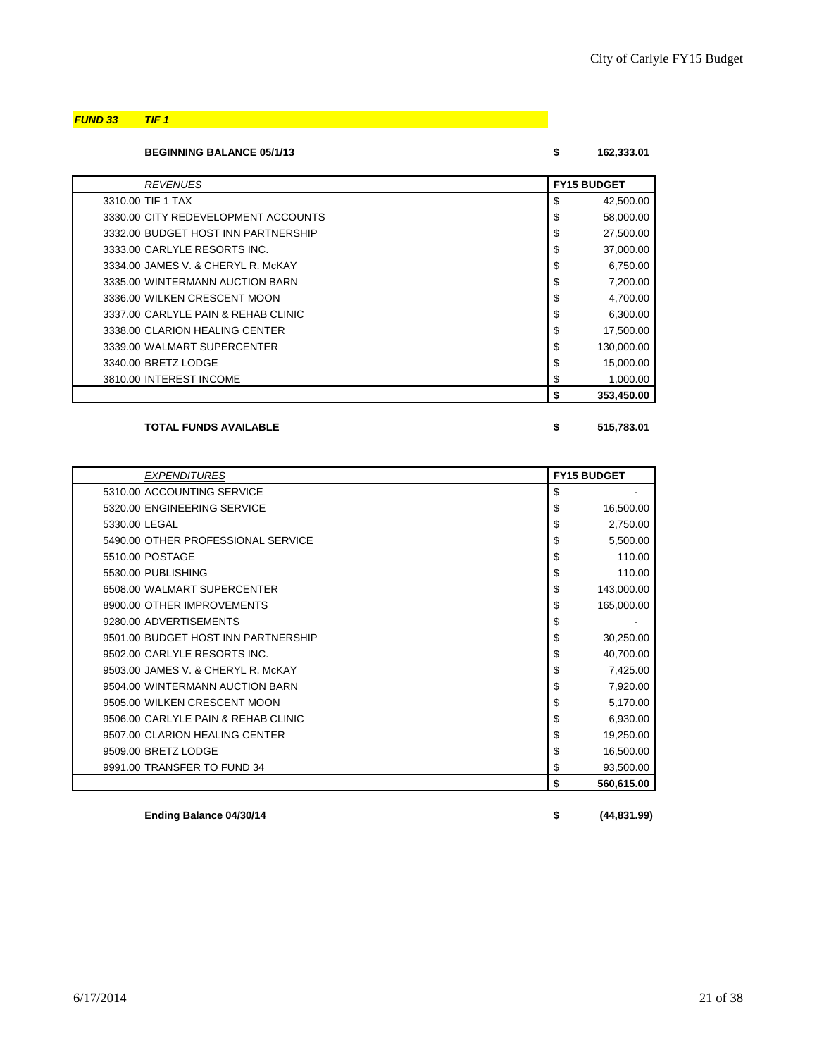***FUND 33 TIF 1***

**BEGINNING BALANCE 05/1/13** **$ 162,333.01**

| *REVENUES* | **FY15 BUDGET** |
|---|---|
| 3310.00 TIF 1 TAX | $ 42,500.00 |
| 3330.00 CITY REDEVELOPMENT ACCOUNTS | $ 58,000.00 |
| 3332.00 BUDGET HOST INN PARTNERSHIP | $ 27,500.00 |
| 3333.00 CARLYLE RESORTS INC. | $ 37,000.00 |
| 3334.00 JAMES V. & CHERYL R. McKAY | $ 6,750.00 |
| 3335.00 WINTERMANN AUCTION BARN | $ 7,200.00 |
| 3336.00 WILKEN CRESCENT MOON | $ 4,700.00 |
| 3337.00 CARLYLE PAIN & REHAB CLINIC | $ 6,300.00 |
| 3338.00 CLARION HEALING CENTER | $ 17,500.00 |
| 3339.00 WALMART SUPERCENTER | $ 130,000.00 |
| 3340.00 BRETZ LODGE | $ 15,000.00 |
| 3810.00 INTEREST INCOME | $ 1,000.00 |
| | **$ 353,450.00** |

**TOTAL FUNDS AVAILABLE** **$ 515,783.01**

| *EXPENDITURES* | **FY15 BUDGET** |
|---|---|
| 5310.00 ACCOUNTING SERVICE | $ - |
| 5320.00 ENGINEERING SERVICE | $ 16,500.00 |
| 5330.00 LEGAL | $ 2,750.00 |
| 5490.00 OTHER PROFESSIONAL SERVICE | $ 5,500.00 |
| 5510.00 POSTAGE | $ 110.00 |
| 5530.00 PUBLISHING | $ 110.00 |
| 6508.00 WALMART SUPERCENTER | $ 143,000.00 |
| 8900.00 OTHER IMPROVEMENTS | $ 165,000.00 |
| 9280.00 ADVERTISEMENTS | $ - |
| 9501.00 BUDGET HOST INN PARTNERSHIP | $ 30,250.00 |
| 9502.00 CARLYLE RESORTS INC. | $ 40,700.00 |
| 9503.00 JAMES V. & CHERYL R. McKAY | $ 7,425.00 |
| 9504.00 WINTERMANN AUCTION BARN | $ 7,920.00 |
| 9505.00 WILKEN CRESCENT MOON | $ 5,170.00 |
| 9506.00 CARLYLE PAIN & REHAB CLINIC | $ 6,930.00 |
| 9507.00 CLARION HEALING CENTER | $ 19,250.00 |
| 9509.00 BRETZ LODGE | $ 16,500.00 |
| 9991.00 TRANSFER TO FUND 34 | $ 93,500.00 |
| | **$ 560,615.00** |

**Ending Balance 04/30/14** **$ (44,831.99)**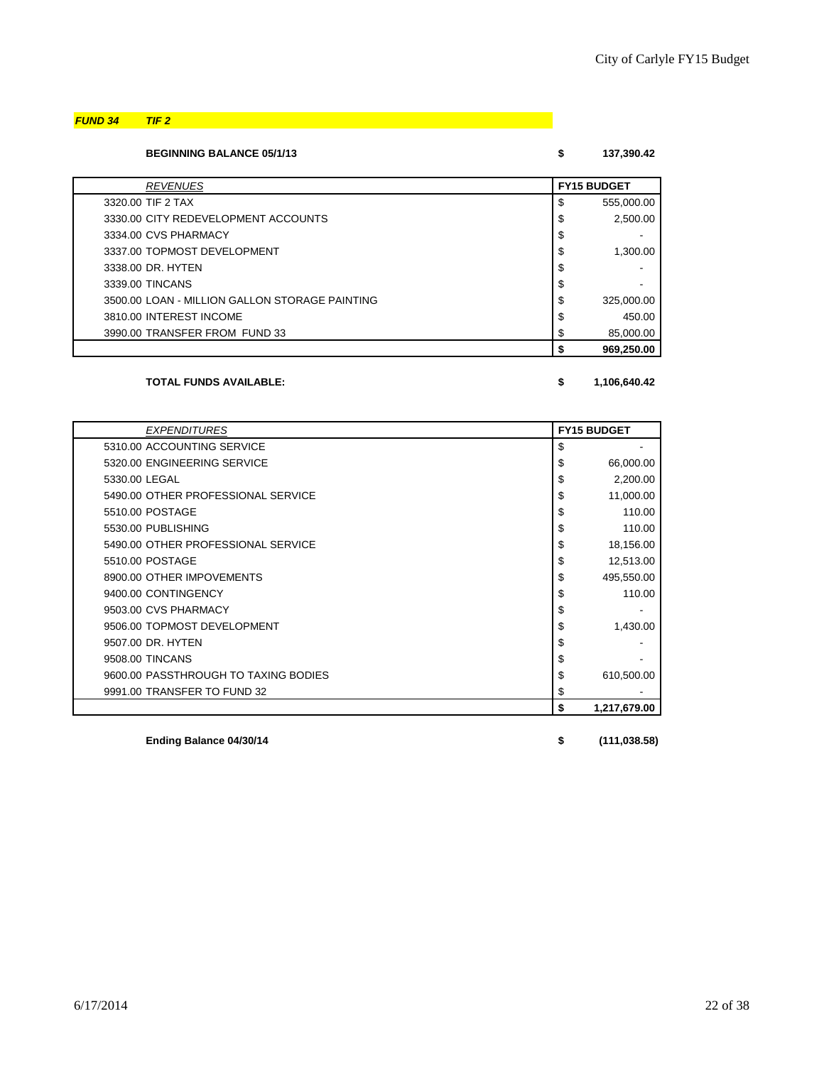***FUND 34 TIF 2***

**BEGINNING BALANCE 05/1/13** **$ 137,390.42**

| *REVENUES* | **FY15 BUDGET** |
|---|---|
| 3320.00 TIF 2 TAX | $ 555,000.00 |
| 3330.00 CITY REDEVELOPMENT ACCOUNTS | $ 2,500.00 |
| 3334.00 CVS PHARMACY | $ - |
| 3337.00 TOPMOST DEVELOPMENT | $ 1,300.00 |
| 3338.00 DR. HYTEN | $ - |
| 3339.00 TINCANS | $ - |
| 3500.00 LOAN - MILLION GALLON STORAGE PAINTING | $ 325,000.00 |
| 3810.00 INTEREST INCOME | $ 450.00 |
| 3990.00 TRANSFER FROM FUND 33 | $ 85,000.00 |
| | **$ 969,250.00** |

**TOTAL FUNDS AVAILABLE:** **$ 1,106,640.42**

| *EXPENDITURES* | **FY15 BUDGET** |
|---|---|
| 5310.00 ACCOUNTING SERVICE | $ - |
| 5320.00 ENGINEERING SERVICE | $ 66,000.00 |
| 5330.00 LEGAL | $ 2,200.00 |
| 5490.00 OTHER PROFESSIONAL SERVICE | $ 11,000.00 |
| 5510.00 POSTAGE | $ 110.00 |
| 5530.00 PUBLISHING | $ 110.00 |
| 5490.00 OTHER PROFESSIONAL SERVICE | $ 18,156.00 |
| 5510.00 POSTAGE | $ 12,513.00 |
| 8900.00 OTHER IMPOVEMENTS | $ 495,550.00 |
| 9400.00 CONTINGENCY | $ 110.00 |
| 9503.00 CVS PHARMACY | $ - |
| 9506.00 TOPMOST DEVELOPMENT | $ 1,430.00 |
| 9507.00 DR. HYTEN | $ - |
| 9508.00 TINCANS | $ - |
| 9600.00 PASSTHROUGH TO TAXING BODIES | $ 610,500.00 |
| 9991.00 TRANSFER TO FUND 32 | $ - |
| | **$ 1,217,679.00** |

**Ending Balance 04/30/14** **$ (111,038.58)**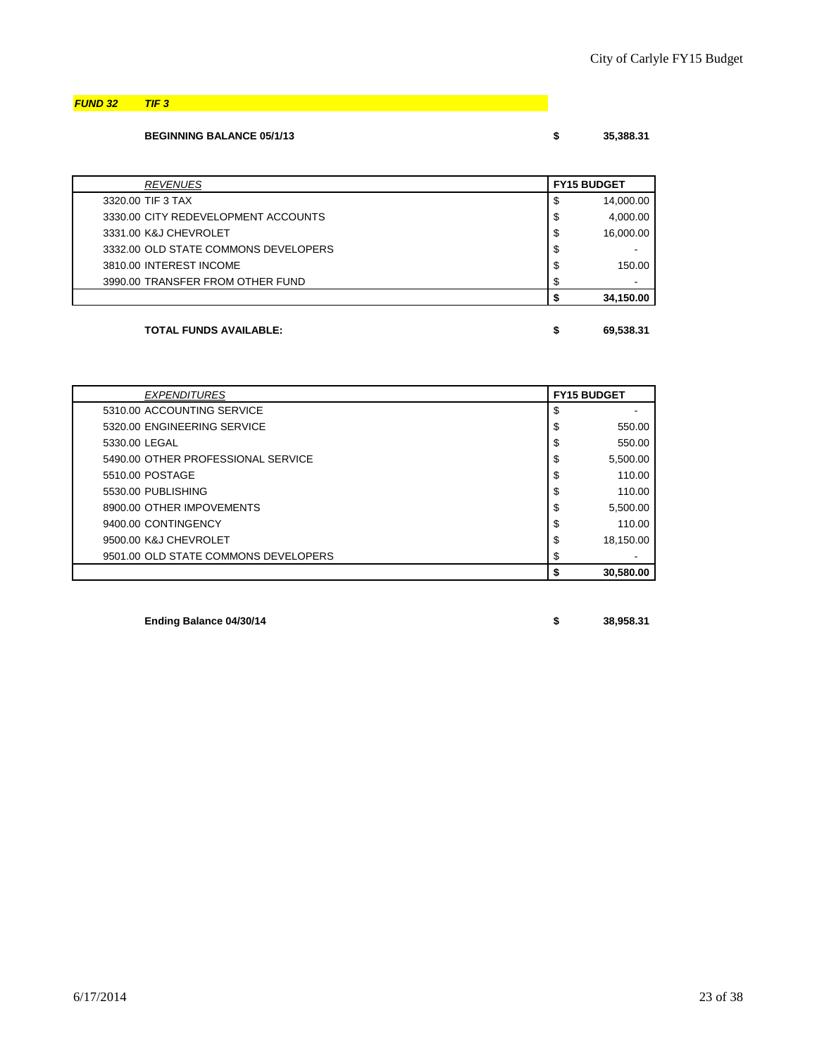***FUND 32 TIF 3***

**BEGINNING BALANCE 05/1/13** **$ 35,388.31**

| *REVENUES* | FY15 BUDGET |
|---|---|
| 3320.00 TIF 3 TAX | $ 14,000.00 |
| 3330.00 CITY REDEVELOPMENT ACCOUNTS | $ 4,000.00 |
| 3331.00 K&J CHEVROLET | $ 16,000.00 |
| 3332.00 OLD STATE COMMONS DEVELOPERS | $ - |
| 3810.00 INTEREST INCOME | $ 150.00 |
| 3990.00 TRANSFER FROM OTHER FUND | $ - |
| | **$ 34,150.00** |

**TOTAL FUNDS AVAILABLE:** **$ 69,538.31**

| *EXPENDITURES* | FY15 BUDGET |
|---|---|
| 5310.00 ACCOUNTING SERVICE | $ - |
| 5320.00 ENGINEERING SERVICE | $ 550.00 |
| 5330.00 LEGAL | $ 550.00 |
| 5490.00 OTHER PROFESSIONAL SERVICE | $ 5,500.00 |
| 5510.00 POSTAGE | $ 110.00 |
| 5530.00 PUBLISHING | $ 110.00 |
| 8900.00 OTHER IMPOVEMENTS | $ 5,500.00 |
| 9400.00 CONTINGENCY | $ 110.00 |
| 9500.00 K&J CHEVROLET | $ 18,150.00 |
| 9501.00 OLD STATE COMMONS DEVELOPERS | $ - |
| | **$ 30,580.00** |

**Ending Balance 04/30/14** **$ 38,958.31**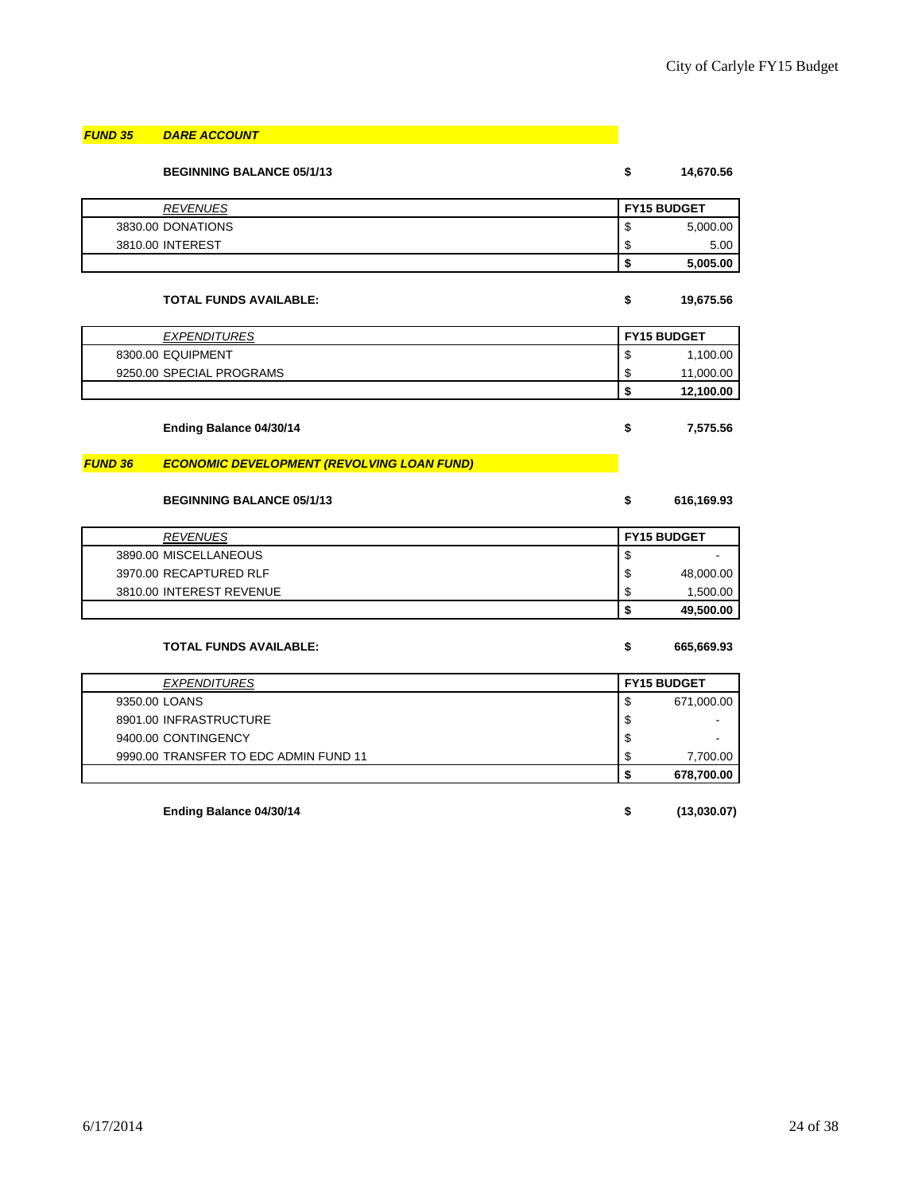## *FUND 35* *DARE ACCOUNT*

**BEGINNING BALANCE 05/1/13** **$ 14,670.56**

| *REVENUES* | **FY15 BUDGET** |
|---|---|
| 3830.00 DONATIONS | $ 5,000.00 |
| 3810.00 INTEREST | $ 5.00 |
| | **$ 5,005.00** |

**TOTAL FUNDS AVAILABLE:** **$ 19,675.56**

| *EXPENDITURES* | **FY15 BUDGET** |
|---|---|
| 8300.00 EQUIPMENT | $ 1,100.00 |
| 9250.00 SPECIAL PROGRAMS | $ 11,000.00 |
| | **$ 12,100.00** |

**Ending Balance 04/30/14** **$ 7,575.56**

## *FUND 36* *ECONOMIC DEVELOPMENT (REVOLVING LOAN FUND)*

**BEGINNING BALANCE 05/1/13** **$ 616,169.93**

| *REVENUES* | **FY15 BUDGET** |
|---|---|
| 3890.00 MISCELLANEOUS | $ - |
| 3970.00 RECAPTURED RLF | $ 48,000.00 |
| 3810.00 INTEREST REVENUE | $ 1,500.00 |
| | **$ 49,500.00** |

**TOTAL FUNDS AVAILABLE:** **$ 665,669.93**

| *EXPENDITURES* | **FY15 BUDGET** |
|---|---|
| 9350.00 LOANS | $ 671,000.00 |
| 8901.00 INFRASTRUCTURE | $ - |
| 9400.00 CONTINGENCY | $ - |
| 9990.00 TRANSFER TO EDC ADMIN FUND 11 | $ 7,700.00 |
| | **$ 678,700.00** |

**Ending Balance 04/30/14** **$ (13,030.07)**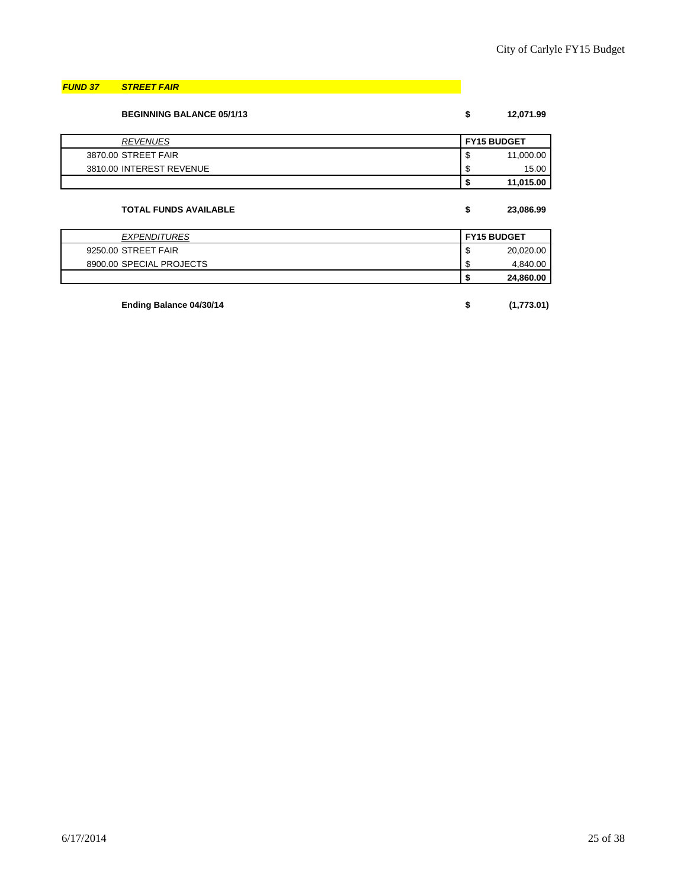***FUND 37 STREET FAIR***

**BEGINNING BALANCE 05/1/13** **$ 12,071.99**

| *REVENUES* | **FY15 BUDGET** |
|---|---|
| 3870.00 STREET FAIR | $ 11,000.00 |
| 3810.00 INTEREST REVENUE | $ 15.00 |
| | **$ 11,015.00** |

**TOTAL FUNDS AVAILABLE** **$ 23,086.99**

| *EXPENDITURES* | **FY15 BUDGET** |
|---|---|
| 9250.00 STREET FAIR | $ 20,020.00 |
| 8900.00 SPECIAL PROJECTS | $ 4,840.00 |
| | **$ 24,860.00** |

**Ending Balance 04/30/14** **$ (1,773.01)**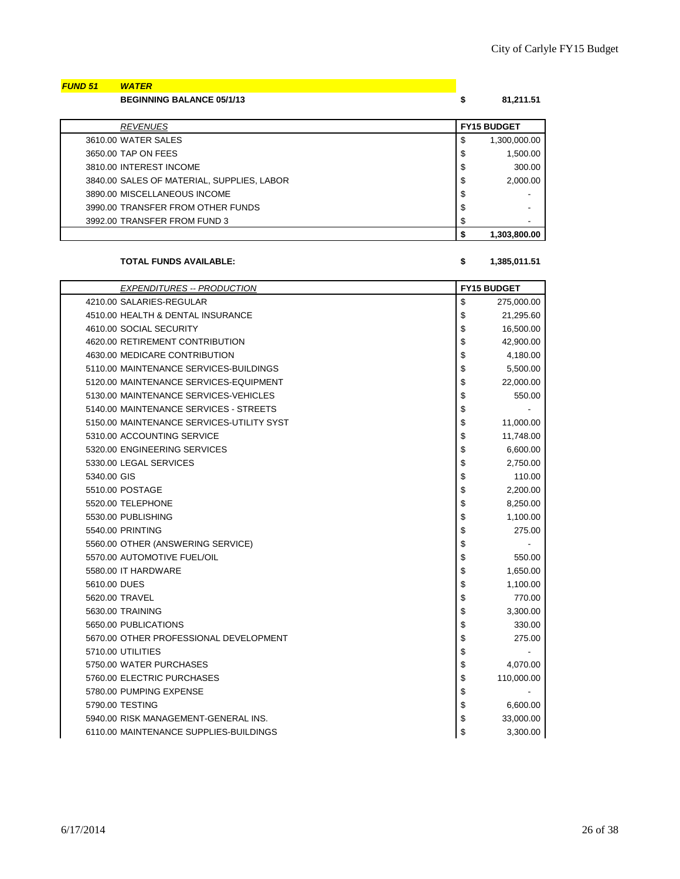***FUND 51 WATER***

**BEGINNING BALANCE 05/1/13** **$ 81,211.51**

| *REVENUES* | **FY15 BUDGET** |
|---|---|
| 3610.00 WATER SALES | $ 1,300,000.00 |
| 3650.00 TAP ON FEES | $ 1,500.00 |
| 3810.00 INTEREST INCOME | $ 300.00 |
| 3840.00 SALES OF MATERIAL, SUPPLIES, LABOR | $ 2,000.00 |
| 3890.00 MISCELLANEOUS INCOME | $ - |
| 3990.00 TRANSFER FROM OTHER FUNDS | $ - |
| 3992.00 TRANSFER FROM FUND 3 | $ - |
| | **$ 1,303,800.00** |

**TOTAL FUNDS AVAILABLE:** **$ 1,385,011.51**

| *EXPENDITURES -- PRODUCTION* | **FY15 BUDGET** |
|---|---|
| 4210.00 SALARIES-REGULAR | $ 275,000.00 |
| 4510.00 HEALTH & DENTAL INSURANCE | $ 21,295.60 |
| 4610.00 SOCIAL SECURITY | $ 16,500.00 |
| 4620.00 RETIREMENT CONTRIBUTION | $ 42,900.00 |
| 4630.00 MEDICARE CONTRIBUTION | $ 4,180.00 |
| 5110.00 MAINTENANCE SERVICES-BUILDINGS | $ 5,500.00 |
| 5120.00 MAINTENANCE SERVICES-EQUIPMENT | $ 22,000.00 |
| 5130.00 MAINTENANCE SERVICES-VEHICLES | $ 550.00 |
| 5140.00 MAINTENANCE SERVICES - STREETS | $ - |
| 5150.00 MAINTENANCE SERVICES-UTILITY SYST | $ 11,000.00 |
| 5310.00 ACCOUNTING SERVICE | $ 11,748.00 |
| 5320.00 ENGINEERING SERVICES | $ 6,600.00 |
| 5330.00 LEGAL SERVICES | $ 2,750.00 |
| 5340.00 GIS | $ 110.00 |
| 5510.00 POSTAGE | $ 2,200.00 |
| 5520.00 TELEPHONE | $ 8,250.00 |
| 5530.00 PUBLISHING | $ 1,100.00 |
| 5540.00 PRINTING | $ 275.00 |
| 5560.00 OTHER (ANSWERING SERVICE) | $ - |
| 5570.00 AUTOMOTIVE FUEL/OIL | $ 550.00 |
| 5580.00 IT HARDWARE | $ 1,650.00 |
| 5610.00 DUES | $ 1,100.00 |
| 5620.00 TRAVEL | $ 770.00 |
| 5630.00 TRAINING | $ 3,300.00 |
| 5650.00 PUBLICATIONS | $ 330.00 |
| 5670.00 OTHER PROFESSIONAL DEVELOPMENT | $ 275.00 |
| 5710.00 UTILITIES | $ - |
| 5750.00 WATER PURCHASES | $ 4,070.00 |
| 5760.00 ELECTRIC PURCHASES | $ 110,000.00 |
| 5780.00 PUMPING EXPENSE | $ - |
| 5790.00 TESTING | $ 6,600.00 |
| 5940.00 RISK MANAGEMENT-GENERAL INS. | $ 33,000.00 |
| 6110.00 MAINTENANCE SUPPLIES-BUILDINGS | $ 3,300.00 |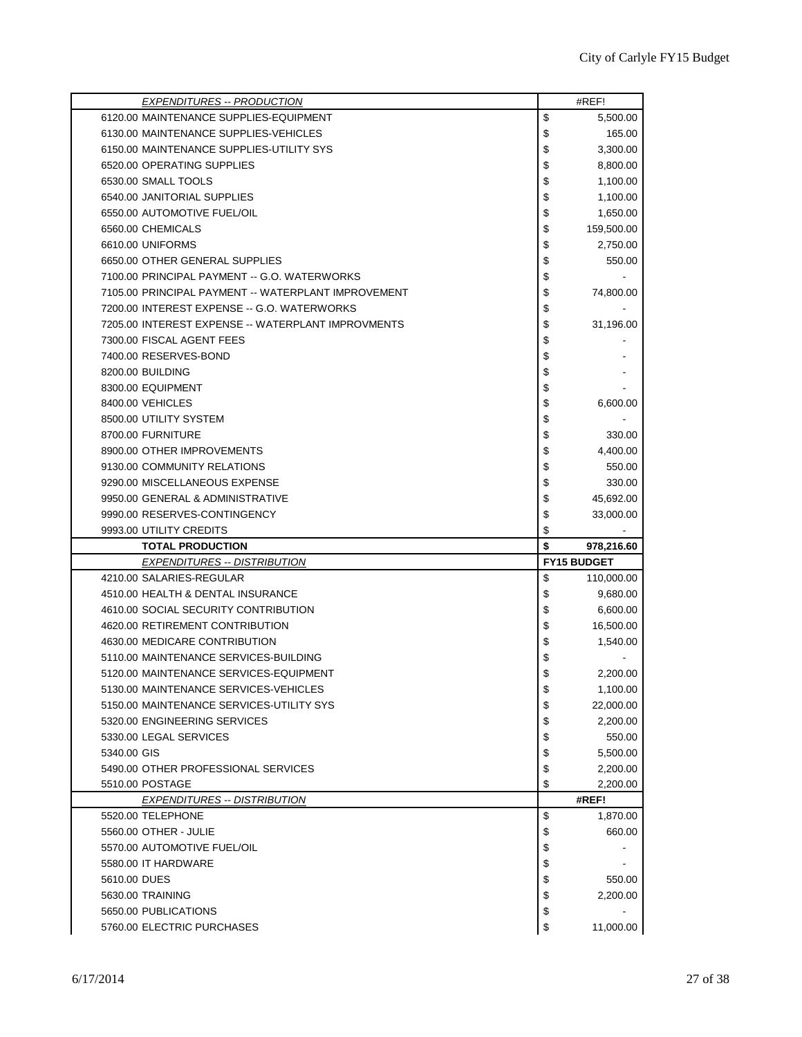| *EXPENDITURES -- PRODUCTION* | #REF! |
|---|---|
| 6120.00 MAINTENANCE SUPPLIES-EQUIPMENT | $ 5,500.00 |
| 6130.00 MAINTENANCE SUPPLIES-VEHICLES | $ 165.00 |
| 6150.00 MAINTENANCE SUPPLIES-UTILITY SYS | $ 3,300.00 |
| 6520.00 OPERATING SUPPLIES | $ 8,800.00 |
| 6530.00 SMALL TOOLS | $ 1,100.00 |
| 6540.00 JANITORIAL SUPPLIES | $ 1,100.00 |
| 6550.00 AUTOMOTIVE FUEL/OIL | $ 1,650.00 |
| 6560.00 CHEMICALS | $ 159,500.00 |
| 6610.00 UNIFORMS | $ 2,750.00 |
| 6650.00 OTHER GENERAL SUPPLIES | $ 550.00 |
| 7100.00 PRINCIPAL PAYMENT -- G.O. WATERWORKS | $ - |
| 7105.00 PRINCIPAL PAYMENT -- WATERPLANT IMPROVEMENT | $ 74,800.00 |
| 7200.00 INTEREST EXPENSE -- G.O. WATERWORKS | $ - |
| 7205.00 INTEREST EXPENSE -- WATERPLANT IMPROVMENTS | $ 31,196.00 |
| 7300.00 FISCAL AGENT FEES | $ - |
| 7400.00 RESERVES-BOND | $ - |
| 8200.00 BUILDING | $ - |
| 8300.00 EQUIPMENT | $ - |
| 8400.00 VEHICLES | $ 6,600.00 |
| 8500.00 UTILITY SYSTEM | $ - |
| 8700.00 FURNITURE | $ 330.00 |
| 8900.00 OTHER IMPROVEMENTS | $ 4,400.00 |
| 9130.00 COMMUNITY RELATIONS | $ 550.00 |
| 9290.00 MISCELLANEOUS EXPENSE | $ 330.00 |
| 9950.00 GENERAL & ADMINISTRATIVE | $ 45,692.00 |
| 9990.00 RESERVES-CONTINGENCY | $ 33,000.00 |
| 9993.00 UTILITY CREDITS | $ - |
| **TOTAL PRODUCTION** | **$ 978,216.60** |
| *EXPENDITURES -- DISTRIBUTION* | **FY15 BUDGET** |
| 4210.00 SALARIES-REGULAR | $ 110,000.00 |
| 4510.00 HEALTH & DENTAL INSURANCE | $ 9,680.00 |
| 4610.00 SOCIAL SECURITY CONTRIBUTION | $ 6,600.00 |
| 4620.00 RETIREMENT CONTRIBUTION | $ 16,500.00 |
| 4630.00 MEDICARE CONTRIBUTION | $ 1,540.00 |
| 5110.00 MAINTENANCE SERVICES-BUILDING | $ - |
| 5120.00 MAINTENANCE SERVICES-EQUIPMENT | $ 2,200.00 |
| 5130.00 MAINTENANCE SERVICES-VEHICLES | $ 1,100.00 |
| 5150.00 MAINTENANCE SERVICES-UTILITY SYS | $ 22,000.00 |
| 5320.00 ENGINEERING SERVICES | $ 2,200.00 |
| 5330.00 LEGAL SERVICES | $ 550.00 |
| 5340.00 GIS | $ 5,500.00 |
| 5490.00 OTHER PROFESSIONAL SERVICES | $ 2,200.00 |
| 5510.00 POSTAGE | $ 2,200.00 |
| *EXPENDITURES -- DISTRIBUTION* | **#REF!** |
| 5520.00 TELEPHONE | $ 1,870.00 |
| 5560.00 OTHER - JULIE | $ 660.00 |
| 5570.00 AUTOMOTIVE FUEL/OIL | $ - |
| 5580.00 IT HARDWARE | $ - |
| 5610.00 DUES | $ 550.00 |
| 5630.00 TRAINING | $ 2,200.00 |
| 5650.00 PUBLICATIONS | $ - |
| 5760.00 ELECTRIC PURCHASES | $ 11,000.00 |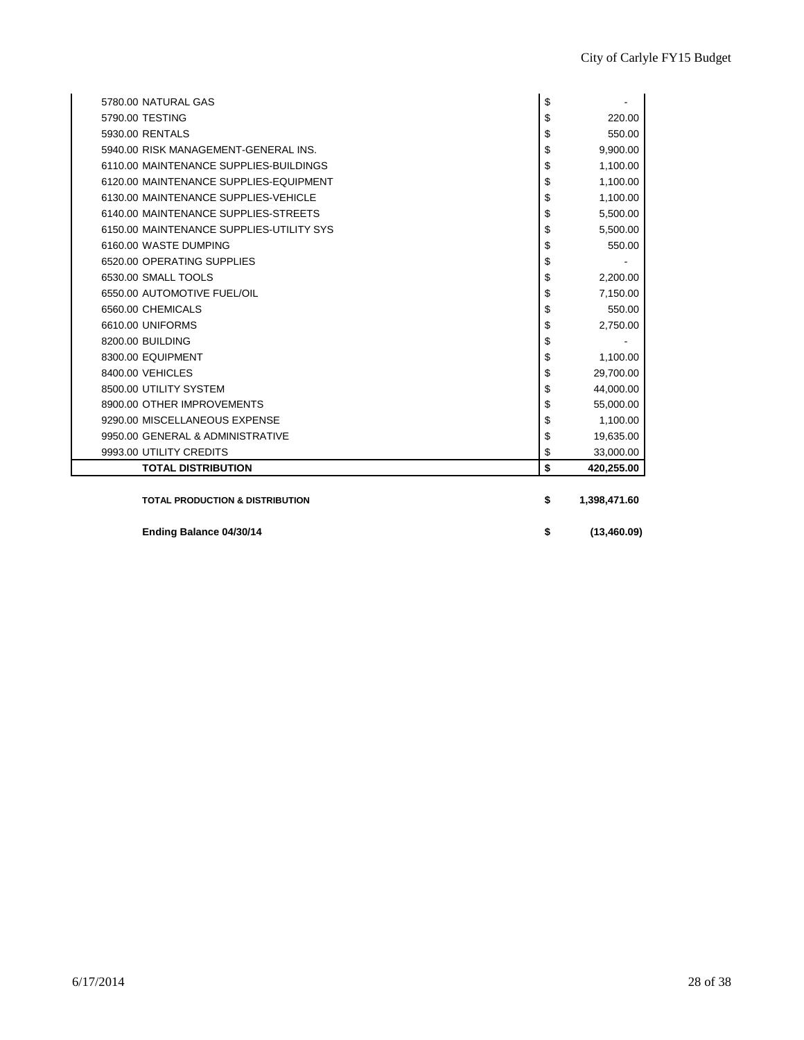| Account | Amount |
|---|---|
| 5780.00 NATURAL GAS | $ - |
| 5790.00 TESTING | $ 220.00 |
| 5930.00 RENTALS | $ 550.00 |
| 5940.00 RISK MANAGEMENT-GENERAL INS. | $ 9,900.00 |
| 6110.00 MAINTENANCE SUPPLIES-BUILDINGS | $ 1,100.00 |
| 6120.00 MAINTENANCE SUPPLIES-EQUIPMENT | $ 1,100.00 |
| 6130.00 MAINTENANCE SUPPLIES-VEHICLE | $ 1,100.00 |
| 6140.00 MAINTENANCE SUPPLIES-STREETS | $ 5,500.00 |
| 6150.00 MAINTENANCE SUPPLIES-UTILITY SYS | $ 5,500.00 |
| 6160.00 WASTE DUMPING | $ 550.00 |
| 6520.00 OPERATING SUPPLIES | $ - |
| 6530.00 SMALL TOOLS | $ 2,200.00 |
| 6550.00 AUTOMOTIVE FUEL/OIL | $ 7,150.00 |
| 6560.00 CHEMICALS | $ 550.00 |
| 6610.00 UNIFORMS | $ 2,750.00 |
| 8200.00 BUILDING | $ - |
| 8300.00 EQUIPMENT | $ 1,100.00 |
| 8400.00 VEHICLES | $ 29,700.00 |
| 8500.00 UTILITY SYSTEM | $ 44,000.00 |
| 8900.00 OTHER IMPROVEMENTS | $ 55,000.00 |
| 9290.00 MISCELLANEOUS EXPENSE | $ 1,100.00 |
| 9950.00 GENERAL & ADMINISTRATIVE | $ 19,635.00 |
| 9993.00 UTILITY CREDITS | $ 33,000.00 |
| **TOTAL DISTRIBUTION** | **$ 420,255.00** |
| | |
| **TOTAL PRODUCTION & DISTRIBUTION** | **$ 1,398,471.60** |
| | |
| **Ending Balance 04/30/14** | **$ (13,460.09)** |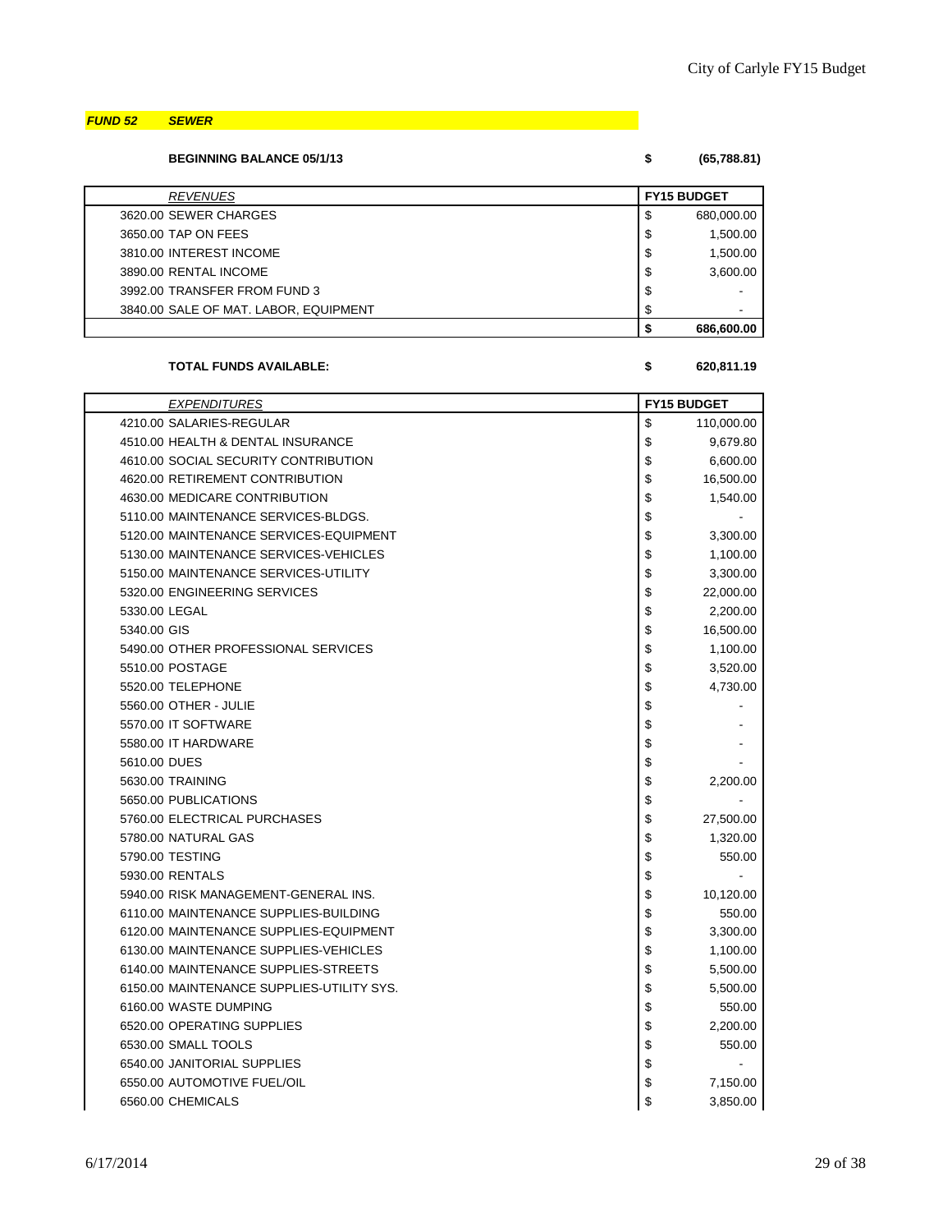***FUND 52 SEWER***

**BEGINNING BALANCE 05/1/13** **$ (65,788.81)**

| *REVENUES* | FY15 BUDGET |
| --- | --- |
| 3620.00 SEWER CHARGES | $ 680,000.00 |
| 3650.00 TAP ON FEES | $ 1,500.00 |
| 3810.00 INTEREST INCOME | $ 1,500.00 |
| 3890.00 RENTAL INCOME | $ 3,600.00 |
| 3992.00 TRANSFER FROM FUND 3 | $ - |
| 3840.00 SALE OF MAT. LABOR, EQUIPMENT | $ - |
| | **$ 686,600.00** |

**TOTAL FUNDS AVAILABLE:** **$ 620,811.19**

| *EXPENDITURES* | FY15 BUDGET |
| --- | --- |
| 4210.00 SALARIES-REGULAR | $ 110,000.00 |
| 4510.00 HEALTH & DENTAL INSURANCE | $ 9,679.80 |
| 4610.00 SOCIAL SECURITY CONTRIBUTION | $ 6,600.00 |
| 4620.00 RETIREMENT CONTRIBUTION | $ 16,500.00 |
| 4630.00 MEDICARE CONTRIBUTION | $ 1,540.00 |
| 5110.00 MAINTENANCE SERVICES-BLDGS. | $ - |
| 5120.00 MAINTENANCE SERVICES-EQUIPMENT | $ 3,300.00 |
| 5130.00 MAINTENANCE SERVICES-VEHICLES | $ 1,100.00 |
| 5150.00 MAINTENANCE SERVICES-UTILITY | $ 3,300.00 |
| 5320.00 ENGINEERING SERVICES | $ 22,000.00 |
| 5330.00 LEGAL | $ 2,200.00 |
| 5340.00 GIS | $ 16,500.00 |
| 5490.00 OTHER PROFESSIONAL SERVICES | $ 1,100.00 |
| 5510.00 POSTAGE | $ 3,520.00 |
| 5520.00 TELEPHONE | $ 4,730.00 |
| 5560.00 OTHER - JULIE | $ - |
| 5570.00 IT SOFTWARE | $ - |
| 5580.00 IT HARDWARE | $ - |
| 5610.00 DUES | $ - |
| 5630.00 TRAINING | $ 2,200.00 |
| 5650.00 PUBLICATIONS | $ - |
| 5760.00 ELECTRICAL PURCHASES | $ 27,500.00 |
| 5780.00 NATURAL GAS | $ 1,320.00 |
| 5790.00 TESTING | $ 550.00 |
| 5930.00 RENTALS | $ - |
| 5940.00 RISK MANAGEMENT-GENERAL INS. | $ 10,120.00 |
| 6110.00 MAINTENANCE SUPPLIES-BUILDING | $ 550.00 |
| 6120.00 MAINTENANCE SUPPLIES-EQUIPMENT | $ 3,300.00 |
| 6130.00 MAINTENANCE SUPPLIES-VEHICLES | $ 1,100.00 |
| 6140.00 MAINTENANCE SUPPLIES-STREETS | $ 5,500.00 |
| 6150.00 MAINTENANCE SUPPLIES-UTILITY SYS. | $ 5,500.00 |
| 6160.00 WASTE DUMPING | $ 550.00 |
| 6520.00 OPERATING SUPPLIES | $ 2,200.00 |
| 6530.00 SMALL TOOLS | $ 550.00 |
| 6540.00 JANITORIAL SUPPLIES | $ - |
| 6550.00 AUTOMOTIVE FUEL/OIL | $ 7,150.00 |
| 6560.00 CHEMICALS | $ 3,850.00 |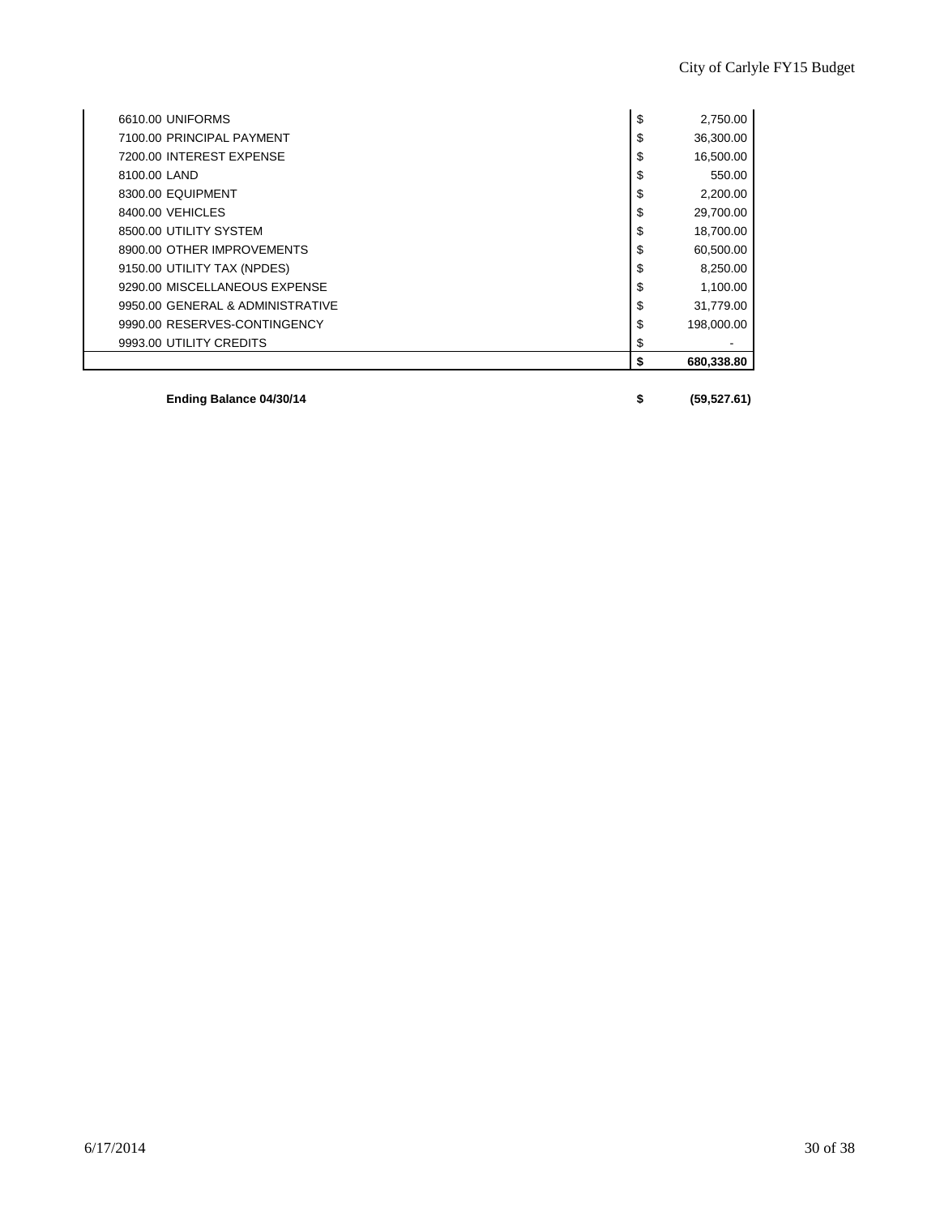| Account | | Amount |
|---|---|---|
| 6610.00 UNIFORMS | $ | 2,750.00 |
| 7100.00 PRINCIPAL PAYMENT | $ | 36,300.00 |
| 7200.00 INTEREST EXPENSE | $ | 16,500.00 |
| 8100.00 LAND | $ | 550.00 |
| 8300.00 EQUIPMENT | $ | 2,200.00 |
| 8400.00 VEHICLES | $ | 29,700.00 |
| 8500.00 UTILITY SYSTEM | $ | 18,700.00 |
| 8900.00 OTHER IMPROVEMENTS | $ | 60,500.00 |
| 9150.00 UTILITY TAX (NPDES) | $ | 8,250.00 |
| 9290.00 MISCELLANEOUS EXPENSE | $ | 1,100.00 |
| 9950.00 GENERAL & ADMINISTRATIVE | $ | 31,779.00 |
| 9990.00 RESERVES-CONTINGENCY | $ | 198,000.00 |
| 9993.00 UTILITY CREDITS | $ | - |
| | **$** | **680,338.80** |

| | | |
|---|---|---|
| **Ending Balance 04/30/14** | **$** | **(59,527.61)** |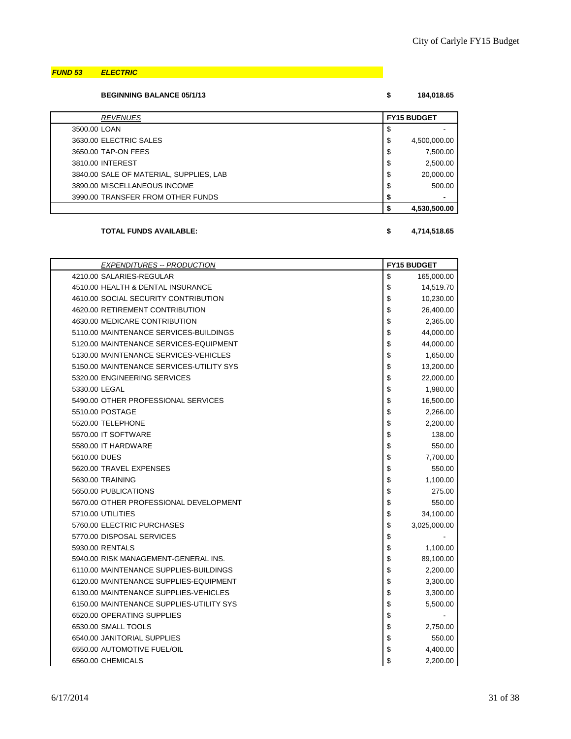***FUND 53 ELECTRIC***

**BEGINNING BALANCE 05/1/13** **$ 184,018.65**

| *REVENUES* | FY15 BUDGET |
|---|---|
| 3500.00 LOAN | $ - |
| 3630.00 ELECTRIC SALES | $ 4,500,000.00 |
| 3650.00 TAP-ON FEES | $ 7,500.00 |
| 3810.00 INTEREST | $ 2,500.00 |
| 3840.00 SALE OF MATERIAL, SUPPLIES, LAB | $ 20,000.00 |
| 3890.00 MISCELLANEOUS INCOME | $ 500.00 |
| 3990.00 TRANSFER FROM OTHER FUNDS | **$ -** |
| | **$ 4,530,500.00** |

**TOTAL FUNDS AVAILABLE:** **$ 4,714,518.65**

| *EXPENDITURES -- PRODUCTION* | FY15 BUDGET |
|---|---|
| 4210.00 SALARIES-REGULAR | $ 165,000.00 |
| 4510.00 HEALTH & DENTAL INSURANCE | $ 14,519.70 |
| 4610.00 SOCIAL SECURITY CONTRIBUTION | $ 10,230.00 |
| 4620.00 RETIREMENT CONTRIBUTION | $ 26,400.00 |
| 4630.00 MEDICARE CONTRIBUTION | $ 2,365.00 |
| 5110.00 MAINTENANCE SERVICES-BUILDINGS | $ 44,000.00 |
| 5120.00 MAINTENANCE SERVICES-EQUIPMENT | $ 44,000.00 |
| 5130.00 MAINTENANCE SERVICES-VEHICLES | $ 1,650.00 |
| 5150.00 MAINTENANCE SERVICES-UTILITY SYS | $ 13,200.00 |
| 5320.00 ENGINEERING SERVICES | $ 22,000.00 |
| 5330.00 LEGAL | $ 1,980.00 |
| 5490.00 OTHER PROFESSIONAL SERVICES | $ 16,500.00 |
| 5510.00 POSTAGE | $ 2,266.00 |
| 5520.00 TELEPHONE | $ 2,200.00 |
| 5570.00 IT SOFTWARE | $ 138.00 |
| 5580.00 IT HARDWARE | $ 550.00 |
| 5610.00 DUES | $ 7,700.00 |
| 5620.00 TRAVEL EXPENSES | $ 550.00 |
| 5630.00 TRAINING | $ 1,100.00 |
| 5650.00 PUBLICATIONS | $ 275.00 |
| 5670.00 OTHER PROFESSIONAL DEVELOPMENT | $ 550.00 |
| 5710.00 UTILITIES | $ 34,100.00 |
| 5760.00 ELECTRIC PURCHASES | $ 3,025,000.00 |
| 5770.00 DISPOSAL SERVICES | $ - |
| 5930.00 RENTALS | $ 1,100.00 |
| 5940.00 RISK MANAGEMENT-GENERAL INS. | $ 89,100.00 |
| 6110.00 MAINTENANCE SUPPLIES-BUILDINGS | $ 2,200.00 |
| 6120.00 MAINTENANCE SUPPLIES-EQUIPMENT | $ 3,300.00 |
| 6130.00 MAINTENANCE SUPPLIES-VEHICLES | $ 3,300.00 |
| 6150.00 MAINTENANCE SUPPLIES-UTILITY SYS | $ 5,500.00 |
| 6520.00 OPERATING SUPPLIES | $ - |
| 6530.00 SMALL TOOLS | $ 2,750.00 |
| 6540.00 JANITORIAL SUPPLIES | $ 550.00 |
| 6550.00 AUTOMOTIVE FUEL/OIL | $ 4,400.00 |
| 6560.00 CHEMICALS | $ 2,200.00 |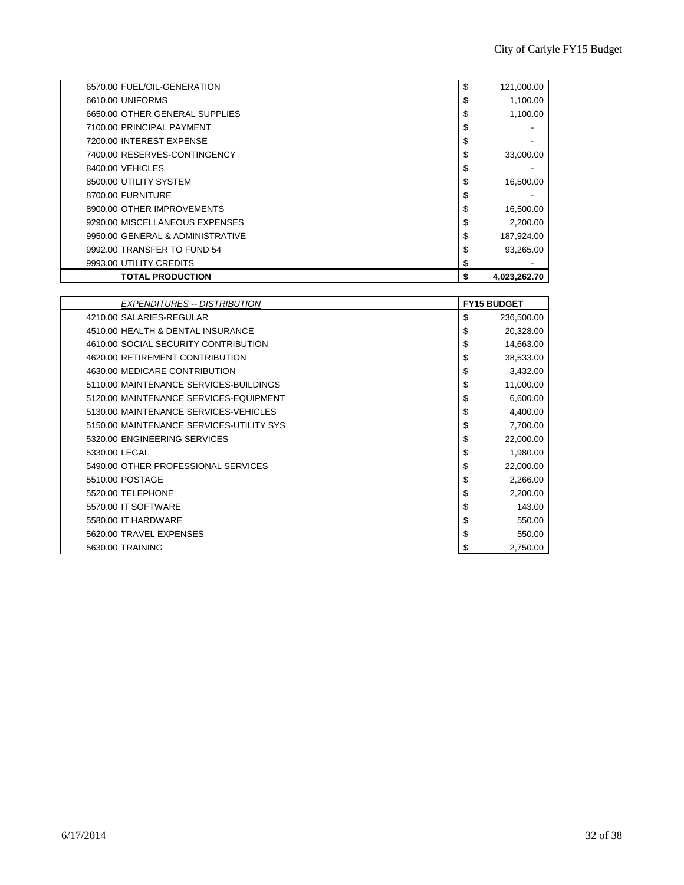| | |
|---|---|
| 6570.00 FUEL/OIL-GENERATION | $ 121,000.00 |
| 6610.00 UNIFORMS | $ 1,100.00 |
| 6650.00 OTHER GENERAL SUPPLIES | $ 1,100.00 |
| 7100.00 PRINCIPAL PAYMENT | $ - |
| 7200.00 INTEREST EXPENSE | $ - |
| 7400.00 RESERVES-CONTINGENCY | $ 33,000.00 |
| 8400.00 VEHICLES | $ - |
| 8500.00 UTILITY SYSTEM | $ 16,500.00 |
| 8700.00 FURNITURE | $ - |
| 8900.00 OTHER IMPROVEMENTS | $ 16,500.00 |
| 9290.00 MISCELLANEOUS EXPENSES | $ 2,200.00 |
| 9950.00 GENERAL & ADMINISTRATIVE | $ 187,924.00 |
| 9992.00 TRANSFER TO FUND 54 | $ 93,265.00 |
| 9993.00 UTILITY CREDITS | $ - |
| **TOTAL PRODUCTION** | **$ 4,023,262.70** |

| *EXPENDITURES -- DISTRIBUTION* | **FY15 BUDGET** |
|---|---|
| 4210.00 SALARIES-REGULAR | $ 236,500.00 |
| 4510.00 HEALTH & DENTAL INSURANCE | $ 20,328.00 |
| 4610.00 SOCIAL SECURITY CONTRIBUTION | $ 14,663.00 |
| 4620.00 RETIREMENT CONTRIBUTION | $ 38,533.00 |
| 4630.00 MEDICARE CONTRIBUTION | $ 3,432.00 |
| 5110.00 MAINTENANCE SERVICES-BUILDINGS | $ 11,000.00 |
| 5120.00 MAINTENANCE SERVICES-EQUIPMENT | $ 6,600.00 |
| 5130.00 MAINTENANCE SERVICES-VEHICLES | $ 4,400.00 |
| 5150.00 MAINTENANCE SERVICES-UTILITY SYS | $ 7,700.00 |
| 5320.00 ENGINEERING SERVICES | $ 22,000.00 |
| 5330.00 LEGAL | $ 1,980.00 |
| 5490.00 OTHER PROFESSIONAL SERVICES | $ 22,000.00 |
| 5510.00 POSTAGE | $ 2,266.00 |
| 5520.00 TELEPHONE | $ 2,200.00 |
| 5570.00 IT SOFTWARE | $ 143.00 |
| 5580.00 IT HARDWARE | $ 550.00 |
| 5620.00 TRAVEL EXPENSES | $ 550.00 |
| 5630.00 TRAINING | $ 2,750.00 |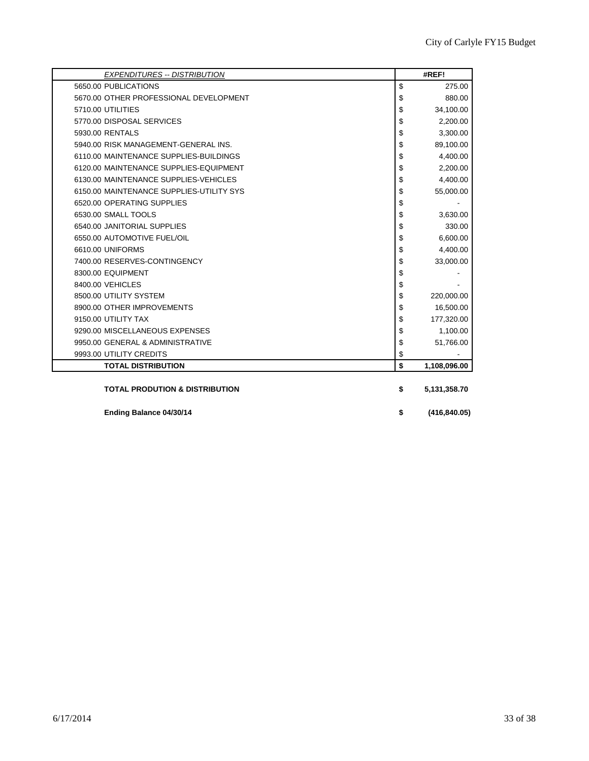| *EXPENDITURES -- DISTRIBUTION* | #REF! |
|---|---|
| 5650.00 PUBLICATIONS | $ 275.00 |
| 5670.00 OTHER PROFESSIONAL DEVELOPMENT | $ 880.00 |
| 5710.00 UTILITIES | $ 34,100.00 |
| 5770.00 DISPOSAL SERVICES | $ 2,200.00 |
| 5930.00 RENTALS | $ 3,300.00 |
| 5940.00 RISK MANAGEMENT-GENERAL INS. | $ 89,100.00 |
| 6110.00 MAINTENANCE SUPPLIES-BUILDINGS | $ 4,400.00 |
| 6120.00 MAINTENANCE SUPPLIES-EQUIPMENT | $ 2,200.00 |
| 6130.00 MAINTENANCE SUPPLIES-VEHICLES | $ 4,400.00 |
| 6150.00 MAINTENANCE SUPPLIES-UTILITY SYS | $ 55,000.00 |
| 6520.00 OPERATING SUPPLIES | $ - |
| 6530.00 SMALL TOOLS | $ 3,630.00 |
| 6540.00 JANITORIAL SUPPLIES | $ 330.00 |
| 6550.00 AUTOMOTIVE FUEL/OIL | $ 6,600.00 |
| 6610.00 UNIFORMS | $ 4,400.00 |
| 7400.00 RESERVES-CONTINGENCY | $ 33,000.00 |
| 8300.00 EQUIPMENT | $ - |
| 8400.00 VEHICLES | $ - |
| 8500.00 UTILITY SYSTEM | $ 220,000.00 |
| 8900.00 OTHER IMPROVEMENTS | $ 16,500.00 |
| 9150.00 UTILITY TAX | $ 177,320.00 |
| 9290.00 MISCELLANEOUS EXPENSES | $ 1,100.00 |
| 9950.00 GENERAL & ADMINISTRATIVE | $ 51,766.00 |
| 9993.00 UTILITY CREDITS | $ - |
| **TOTAL DISTRIBUTION** | **$ 1,108,096.00** |

| | |
|---|---|
| **TOTAL PRODUTION & DISTRIBUTION** | **$ 5,131,358.70** |
| **Ending Balance 04/30/14** | **$ (416,840.05)** |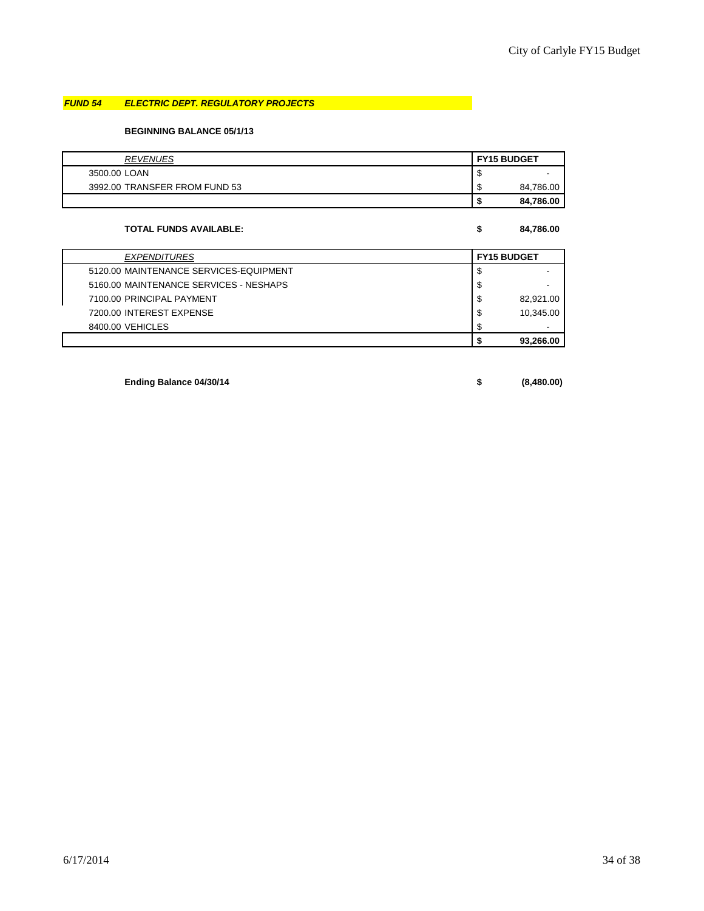## *FUND 54 ELECTRIC DEPT. REGULATORY PROJECTS*

**BEGINNING BALANCE 05/1/13**

| *REVENUES* | **FY15 BUDGET** |
|---|---|
| 3500.00 LOAN | $ - |
| 3992.00 TRANSFER FROM FUND 53 | $ 84,786.00 |
| | **$ 84,786.00** |

**TOTAL FUNDS AVAILABLE: $ 84,786.00**

| *EXPENDITURES* | **FY15 BUDGET** |
|---|---|
| 5120.00 MAINTENANCE SERVICES-EQUIPMENT | $ - |
| 5160.00 MAINTENANCE SERVICES - NESHAPS | $ - |
| 7100.00 PRINCIPAL PAYMENT | $ 82,921.00 |
| 7200.00 INTEREST EXPENSE | $ 10,345.00 |
| 8400.00 VEHICLES | $ - |
| | **$ 93,266.00** |

**Ending Balance 04/30/14 $ (8,480.00)**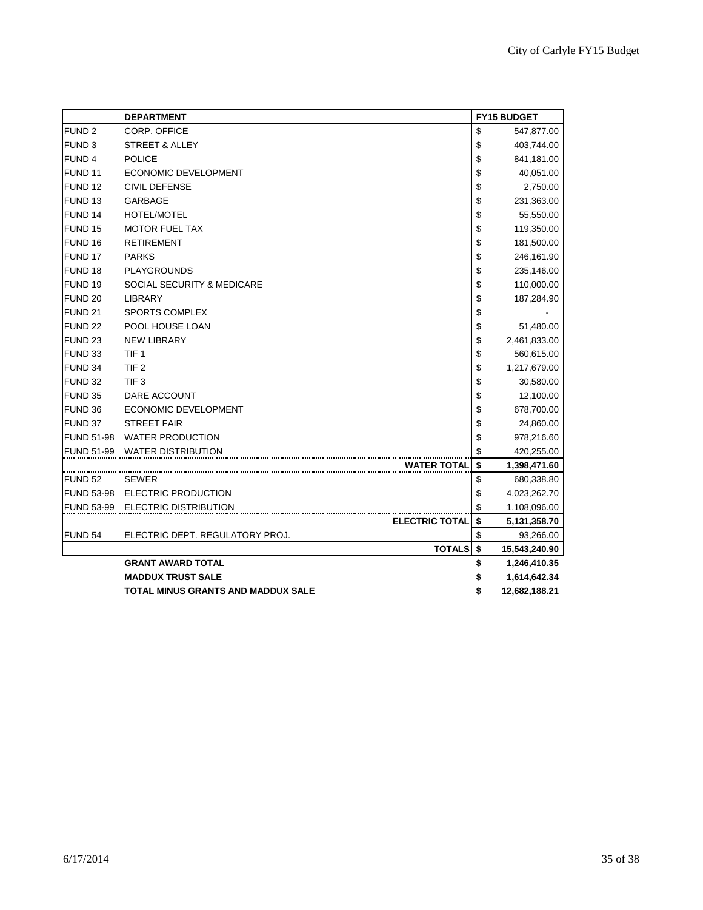| | DEPARTMENT | | FY15 BUDGET |
|---|---|---|---|
| FUND 2 | CORP. OFFICE | $ | 547,877.00 |
| FUND 3 | STREET & ALLEY | $ | 403,744.00 |
| FUND 4 | POLICE | $ | 841,181.00 |
| FUND 11 | ECONOMIC DEVELOPMENT | $ | 40,051.00 |
| FUND 12 | CIVIL DEFENSE | $ | 2,750.00 |
| FUND 13 | GARBAGE | $ | 231,363.00 |
| FUND 14 | HOTEL/MOTEL | $ | 55,550.00 |
| FUND 15 | MOTOR FUEL TAX | $ | 119,350.00 |
| FUND 16 | RETIREMENT | $ | 181,500.00 |
| FUND 17 | PARKS | $ | 246,161.90 |
| FUND 18 | PLAYGROUNDS | $ | 235,146.00 |
| FUND 19 | SOCIAL SECURITY & MEDICARE | $ | 110,000.00 |
| FUND 20 | LIBRARY | $ | 187,284.90 |
| FUND 21 | SPORTS COMPLEX | $ | - |
| FUND 22 | POOL HOUSE LOAN | $ | 51,480.00 |
| FUND 23 | NEW LIBRARY | $ | 2,461,833.00 |
| FUND 33 | TIF 1 | $ | 560,615.00 |
| FUND 34 | TIF 2 | $ | 1,217,679.00 |
| FUND 32 | TIF 3 | $ | 30,580.00 |
| FUND 35 | DARE ACCOUNT | $ | 12,100.00 |
| FUND 36 | ECONOMIC DEVELOPMENT | $ | 678,700.00 |
| FUND 37 | STREET FAIR | $ | 24,860.00 |
| FUND 51-98 | WATER PRODUCTION | $ | 978,216.60 |
| FUND 51-99 | WATER DISTRIBUTION | $ | 420,255.00 |
| | **WATER TOTAL** | **$** | **1,398,471.60** |
| FUND 52 | SEWER | $ | 680,338.80 |
| FUND 53-98 | ELECTRIC PRODUCTION | $ | 4,023,262.70 |
| FUND 53-99 | ELECTRIC DISTRIBUTION | $ | 1,108,096.00 |
| | **ELECTRIC TOTAL** | **$** | **5,131,358.70** |
| FUND 54 | ELECTRIC DEPT. REGULATORY PROJ. | $ | 93,266.00 |
| | **TOTALS** | **$** | **15,543,240.90** |
| | **GRANT AWARD TOTAL** | **$** | **1,246,410.35** |
| | **MADDUX TRUST SALE** | **$** | **1,614,642.34** |
| | **TOTAL MINUS GRANTS AND MADDUX SALE** | **$** | **12,682,188.21** |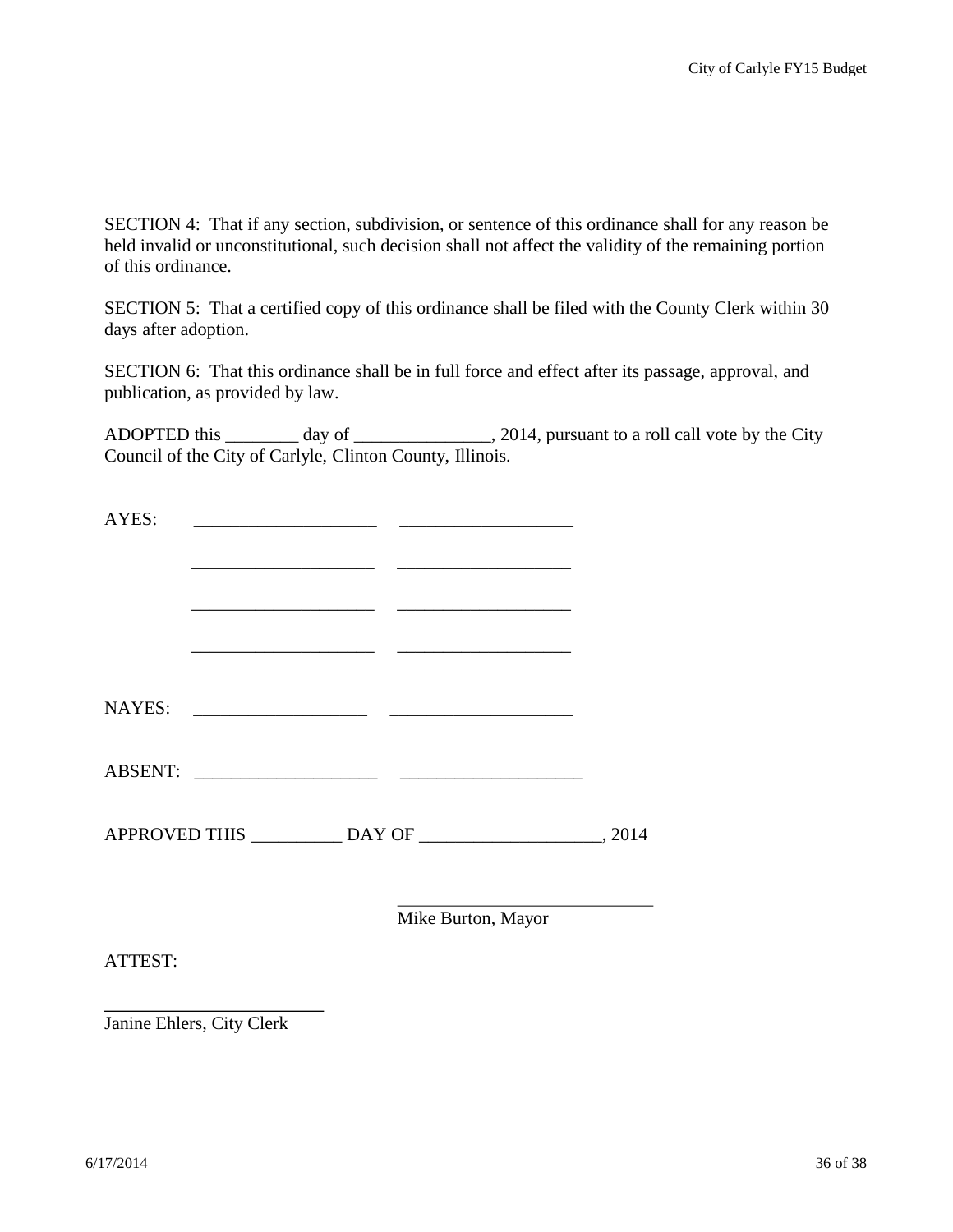SECTION 4: That if any section, subdivision, or sentence of this ordinance shall for any reason be held invalid or unconstitutional, such decision shall not affect the validity of the remaining portion of this ordinance.

SECTION 5: That a certified copy of this ordinance shall be filed with the County Clerk within 30 days after adoption.

SECTION 6: That this ordinance shall be in full force and effect after its passage, approval, and publication, as provided by law.

ADOPTED this ________ day of _______________, 2014, pursuant to a roll call vote by the City Council of the City of Carlyle, Clinton County, Illinois.

AYES: ____________________ ___________________

____________________ ___________________

____________________ ___________________

____________________ ___________________

NAYES: ___________________ ____________________

ABSENT: ____________________ ____________________

APPROVED THIS __________ DAY OF ____________________, 2014

____________________________
Mike Burton, Mayor

ATTEST:

________________________
Janine Ehlers, City Clerk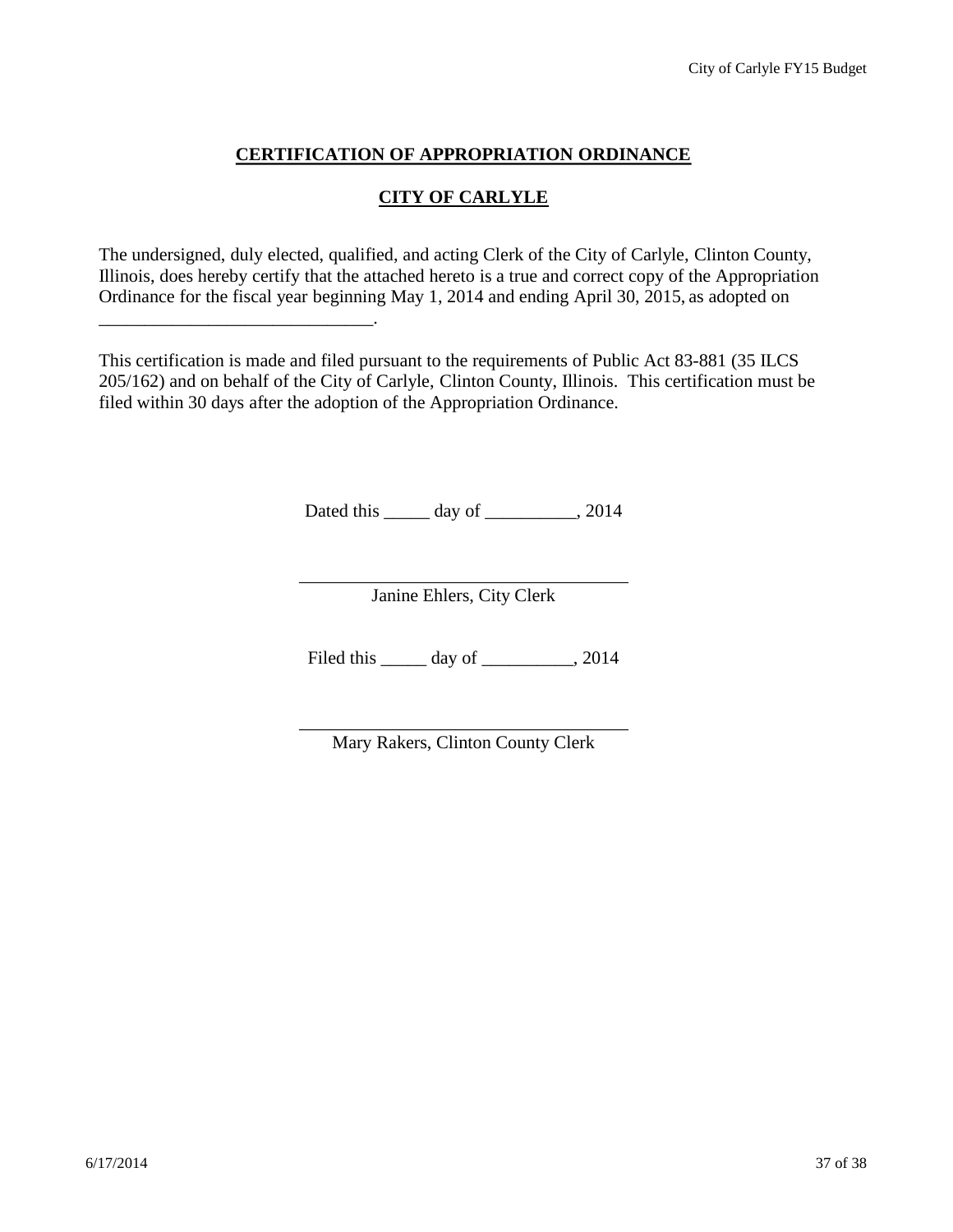## CERTIFICATION OF APPROPRIATION ORDINANCE

## CITY OF CARLYLE

The undersigned, duly elected, qualified, and acting Clerk of the City of Carlyle, Clinton County, Illinois, does hereby certify that the attached hereto is a true and correct copy of the Appropriation Ordinance for the fiscal year beginning May 1, 2014 and ending April 30, 2015, as adopted on ______________________________.

This certification is made and filed pursuant to the requirements of Public Act 83-881 (35 ILCS 205/162) and on behalf of the City of Carlyle, Clinton County, Illinois. This certification must be filed within 30 days after the adoption of the Appropriation Ordinance.

Dated this _____ day of __________, 2014

____________________________________
Janine Ehlers, City Clerk

Filed this _____ day of __________, 2014

____________________________________
Mary Rakers, Clinton County Clerk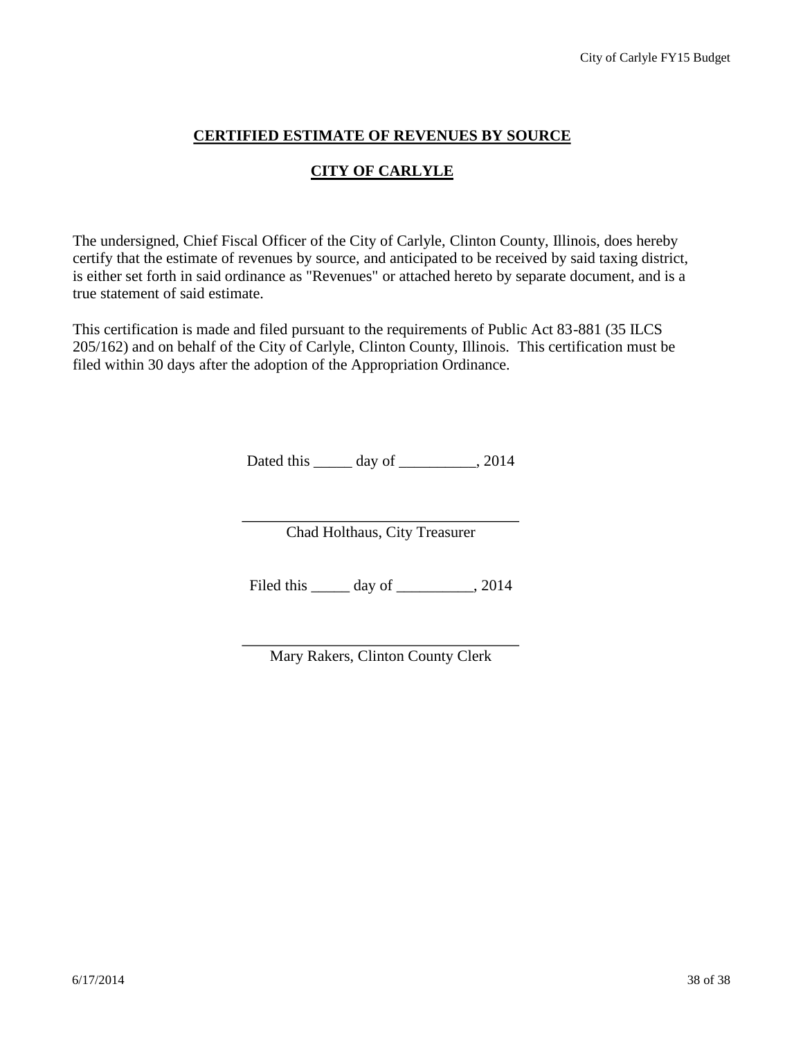**CERTIFIED ESTIMATE OF REVENUES BY SOURCE**

**CITY OF CARLYLE**

The undersigned, Chief Fiscal Officer of the City of Carlyle, Clinton County, Illinois, does hereby certify that the estimate of revenues by source, and anticipated to be received by said taxing district, is either set forth in said ordinance as "Revenues" or attached hereto by separate document, and is a true statement of said estimate.

This certification is made and filed pursuant to the requirements of Public Act 83-881 (35 ILCS 205/162) and on behalf of the City of Carlyle, Clinton County, Illinois. This certification must be filed within 30 days after the adoption of the Appropriation Ordinance.

Dated this _____ day of __________, 2014

___________________________________
Chad Holthaus, City Treasurer

Filed this _____ day of __________, 2014

___________________________________
Mary Rakers, Clinton County Clerk